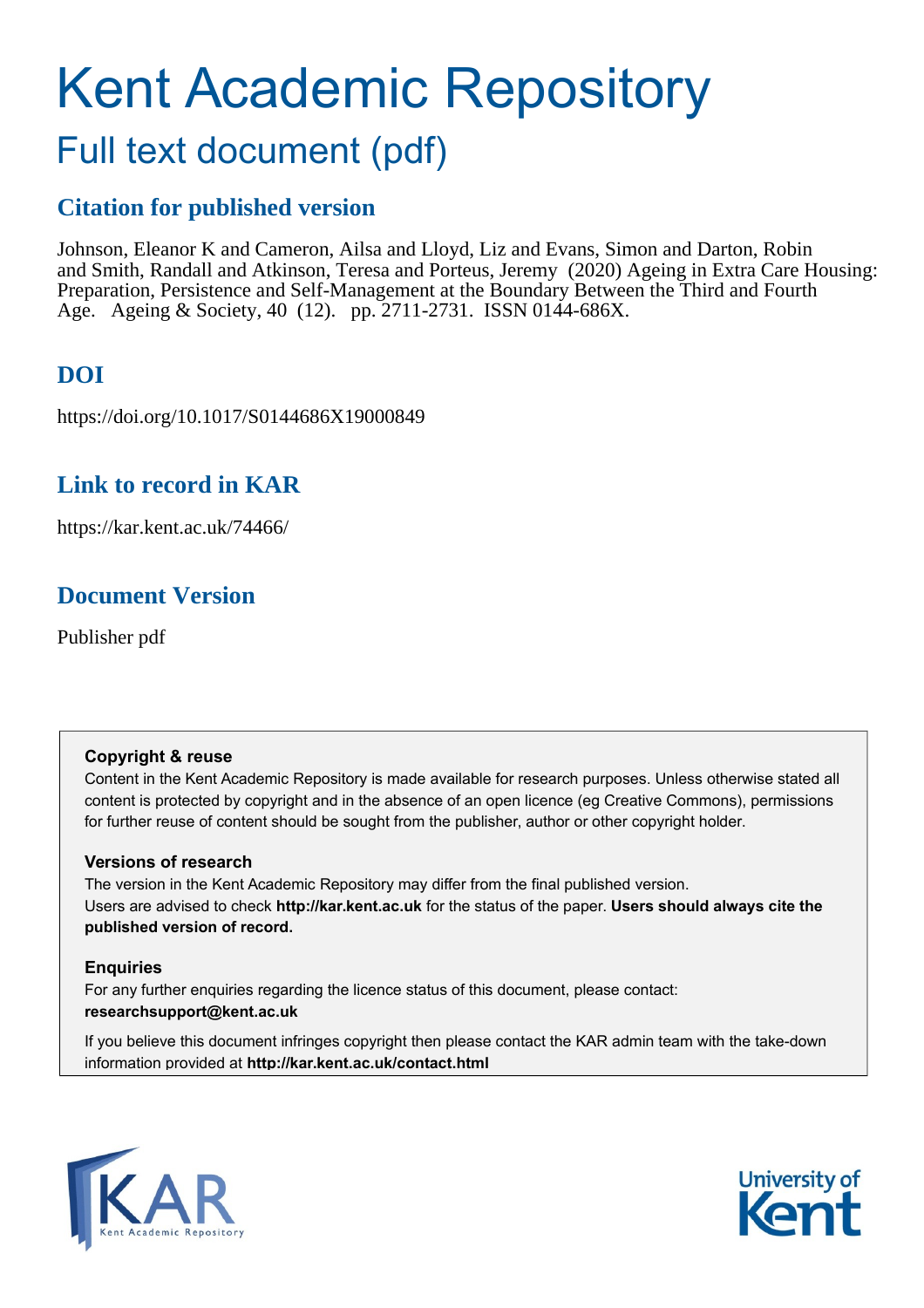# Kent Academic Repository

## Full text document (pdf)

### Citation for published version

Johnson, Eleanor K and Cameron, Ailsa and Lloyd, Liz and Evans, Simon and Darton, Robin and Smith, Randall and Atkinson, Teresa and Porteus, Jeremy (2020) Ageing in Extra Care Housing: Preparation, Persistence and Self-Management at the Boundary Between the Third and Fourth Age. Ageing & Society, 40 (12). pp. 2711-2731. ISSN 0144-686X.

### DOI

https://doi.org/10.1017/S0144686X19000849

### Link to record in KAR

https://kar.kent.ac.uk/74466/

### Document Version

Publisher pdf

**Copyright & reuse**

Content in the Kent Academic Repository is made available for research purposes. Unless otherwise stated all content is protected by copyright and in the absence of an open licence (eg Creative Commons), permissions for further reuse of content should be sought from the publisher, author or other copyright holder.

**Versions of research**

The version in the Kent Academic Repository may differ from the final published version. Users are advised to check **http://kar.kent.ac.uk** for the status of the paper. **Users should always cite the published version of record.**

**Enquiries**

For any further enquiries regarding the licence status of this document, please contact: **researchsupport@kent.ac.uk**

If you believe this document infringes copyright then please contact the KAR admin team with the take-down information provided at **http://kar.kent.ac.uk/contact.html**

KAR Kent Academic Repository

University of Kent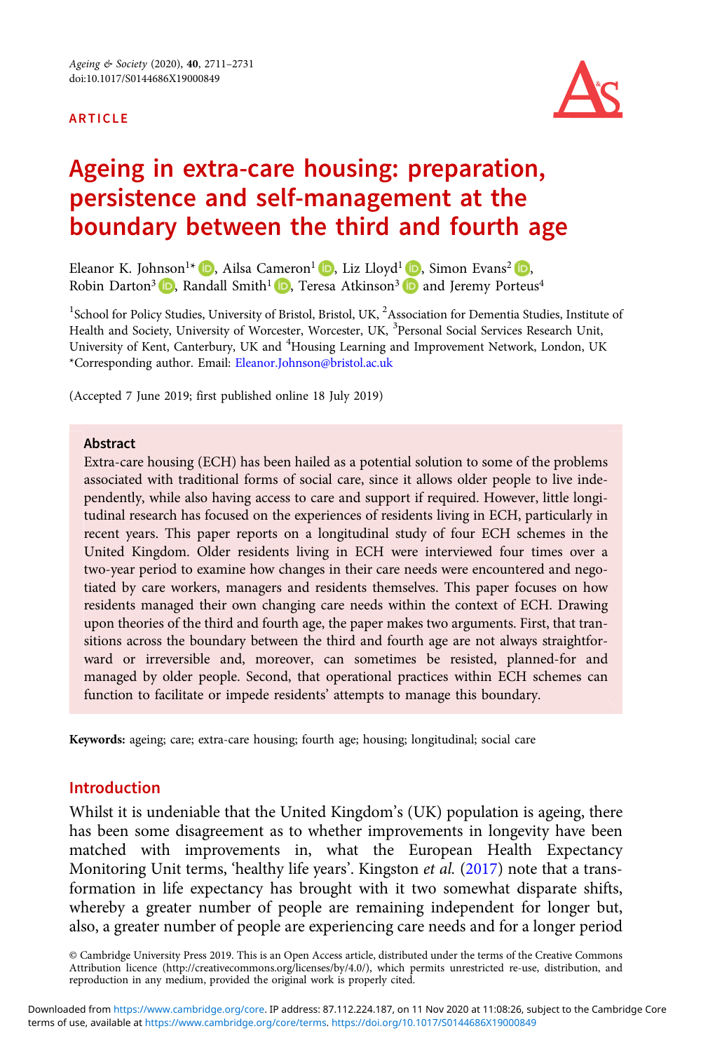ARTICLE

# Ageing in extra-care housing: preparation, persistence and self-management at the boundary between the third and fourth age

Eleanor K. Johnson[1*], Ailsa Cameron[1], Liz Lloyd[1], Simon Evans[2], Robin Darton[3], Randall Smith[1], Teresa Atkinson[3] and Jeremy Porteus[4]

[1]School for Policy Studies, University of Bristol, Bristol, UK, [2]Association for Dementia Studies, Institute of Health and Society, University of Worcester, Worcester, UK, [3]Personal Social Services Research Unit, University of Kent, Canterbury, UK and [4]Housing Learning and Improvement Network, London, UK
*Corresponding author. Email: Eleanor.Johnson@bristol.ac.uk

(Accepted 7 June 2019; first published online 18 July 2019)

## Abstract

Extra-care housing (ECH) has been hailed as a potential solution to some of the problems associated with traditional forms of social care, since it allows older people to live independently, while also having access to care and support if required. However, little longitudinal research has focused on the experiences of residents living in ECH, particularly in recent years. This paper reports on a longitudinal study of four ECH schemes in the United Kingdom. Older residents living in ECH were interviewed four times over a two-year period to examine how changes in their care needs were encountered and negotiated by care workers, managers and residents themselves. This paper focuses on how residents managed their own changing care needs within the context of ECH. Drawing upon theories of the third and fourth age, the paper makes two arguments. First, that transitions across the boundary between the third and fourth age are not always straightforward or irreversible and, moreover, can sometimes be resisted, planned-for and managed by older people. Second, that operational practices within ECH schemes can function to facilitate or impede residents' attempts to manage this boundary.

**Keywords:** ageing; care; extra-care housing; fourth age; housing; longitudinal; social care

## Introduction

Whilst it is undeniable that the United Kingdom's (UK) population is ageing, there has been some disagreement as to whether improvements in longevity have been matched with improvements in, what the European Health Expectancy Monitoring Unit terms, 'healthy life years'. Kingston *et al.* (2017) note that a transformation in life expectancy has brought with it two somewhat disparate shifts, whereby a greater number of people are remaining independent for longer but, also, a greater number of people are experiencing care needs and for a longer period

© Cambridge University Press 2019. This is an Open Access article, distributed under the terms of the Creative Commons Attribution licence (http://creativecommons.org/licenses/by/4.0/), which permits unrestricted re-use, distribution, and reproduction in any medium, provided the original work is properly cited.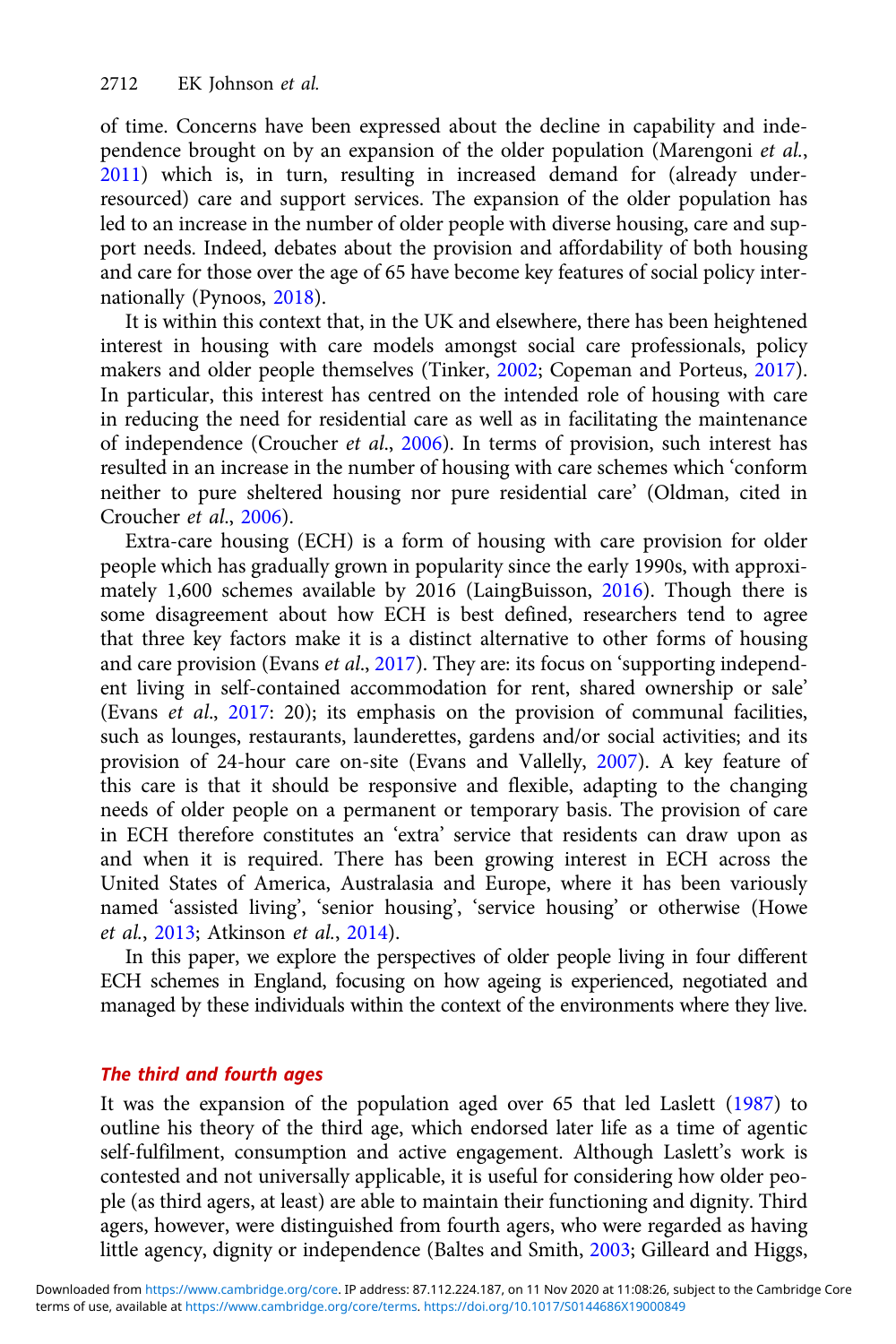of time. Concerns have been expressed about the decline in capability and independence brought on by an expansion of the older population (Marengoni *et al.*, 2011) which is, in turn, resulting in increased demand for (already under-resourced) care and support services. The expansion of the older population has led to an increase in the number of older people with diverse housing, care and support needs. Indeed, debates about the provision and affordability of both housing and care for those over the age of 65 have become key features of social policy internationally (Pynoos, 2018).

It is within this context that, in the UK and elsewhere, there has been heightened interest in housing with care models amongst social care professionals, policy makers and older people themselves (Tinker, 2002; Copeman and Porteus, 2017). In particular, this interest has centred on the intended role of housing with care in reducing the need for residential care as well as in facilitating the maintenance of independence (Croucher *et al.*, 2006). In terms of provision, such interest has resulted in an increase in the number of housing with care schemes which 'conform neither to pure sheltered housing nor pure residential care' (Oldman, cited in Croucher *et al.*, 2006).

Extra-care housing (ECH) is a form of housing with care provision for older people which has gradually grown in popularity since the early 1990s, with approximately 1,600 schemes available by 2016 (LaingBuisson, 2016). Though there is some disagreement about how ECH is best defined, researchers tend to agree that three key factors make it is a distinct alternative to other forms of housing and care provision (Evans *et al.*, 2017). They are: its focus on 'supporting independent living in self-contained accommodation for rent, shared ownership or sale' (Evans *et al.*, 2017: 20); its emphasis on the provision of communal facilities, such as lounges, restaurants, launderettes, gardens and/or social activities; and its provision of 24-hour care on-site (Evans and Vallelly, 2007). A key feature of this care is that it should be responsive and flexible, adapting to the changing needs of older people on a permanent or temporary basis. The provision of care in ECH therefore constitutes an 'extra' service that residents can draw upon as and when it is required. There has been growing interest in ECH across the United States of America, Australasia and Europe, where it has been variously named 'assisted living', 'senior housing', 'service housing' or otherwise (Howe *et al.*, 2013; Atkinson *et al.*, 2014).

In this paper, we explore the perspectives of older people living in four different ECH schemes in England, focusing on how ageing is experienced, negotiated and managed by these individuals within the context of the environments where they live.

## The third and fourth ages

It was the expansion of the population aged over 65 that led Laslett (1987) to outline his theory of the third age, which endorsed later life as a time of agentic self-fulfilment, consumption and active engagement. Although Laslett's work is contested and not universally applicable, it is useful for considering how older people (as third agers, at least) are able to maintain their functioning and dignity. Third agers, however, were distinguished from fourth agers, who were regarded as having little agency, dignity or independence (Baltes and Smith, 2003; Gilleard and Higgs,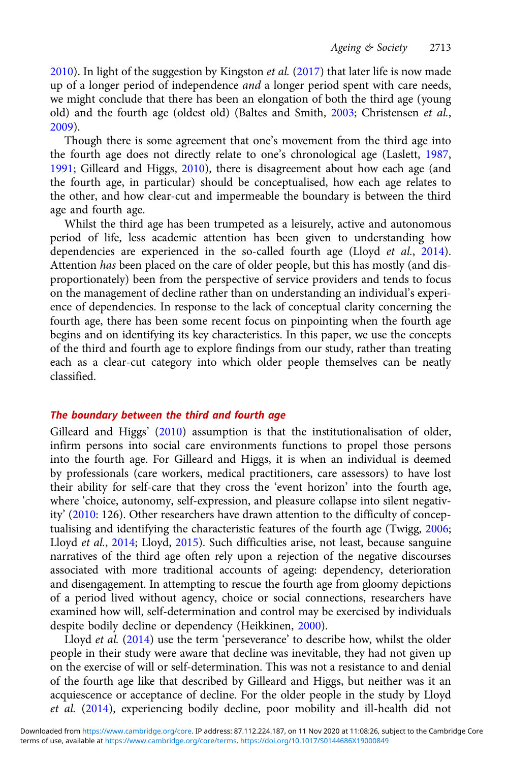2010). In light of the suggestion by Kingston *et al.* (2017) that later life is now made up of a longer period of independence *and* a longer period spent with care needs, we might conclude that there has been an elongation of both the third age (young old) and the fourth age (oldest old) (Baltes and Smith, 2003; Christensen *et al.*, 2009).

Though there is some agreement that one's movement from the third age into the fourth age does not directly relate to one's chronological age (Laslett, 1987, 1991; Gilleard and Higgs, 2010), there is disagreement about how each age (and the fourth age, in particular) should be conceptualised, how each age relates to the other, and how clear-cut and impermeable the boundary is between the third age and fourth age.

Whilst the third age has been trumpeted as a leisurely, active and autonomous period of life, less academic attention has been given to understanding how dependencies are experienced in the so-called fourth age (Lloyd *et al.*, 2014). Attention *has* been placed on the care of older people, but this has mostly (and disproportionately) been from the perspective of service providers and tends to focus on the management of decline rather than on understanding an individual's experience of dependencies. In response to the lack of conceptual clarity concerning the fourth age, there has been some recent focus on pinpointing when the fourth age begins and on identifying its key characteristics. In this paper, we use the concepts of the third and fourth age to explore findings from our study, rather than treating each as a clear-cut category into which older people themselves can be neatly classified.

### The boundary between the third and fourth age

Gilleard and Higgs' (2010) assumption is that the institutionalisation of older, infirm persons into social care environments functions to propel those persons into the fourth age. For Gilleard and Higgs, it is when an individual is deemed by professionals (care workers, medical practitioners, care assessors) to have lost their ability for self-care that they cross the 'event horizon' into the fourth age, where 'choice, autonomy, self-expression, and pleasure collapse into silent negativity' (2010: 126). Other researchers have drawn attention to the difficulty of conceptualising and identifying the characteristic features of the fourth age (Twigg, 2006; Lloyd *et al.*, 2014; Lloyd, 2015). Such difficulties arise, not least, because sanguine narratives of the third age often rely upon a rejection of the negative discourses associated with more traditional accounts of ageing: dependency, deterioration and disengagement. In attempting to rescue the fourth age from gloomy depictions of a period lived without agency, choice or social connections, researchers have examined how will, self-determination and control may be exercised by individuals despite bodily decline or dependency (Heikkinen, 2000).

Lloyd *et al.* (2014) use the term 'perseverance' to describe how, whilst the older people in their study were aware that decline was inevitable, they had not given up on the exercise of will or self-determination. This was not a resistance to and denial of the fourth age like that described by Gilleard and Higgs, but neither was it an acquiescence or acceptance of decline. For the older people in the study by Lloyd *et al.* (2014), experiencing bodily decline, poor mobility and ill-health did not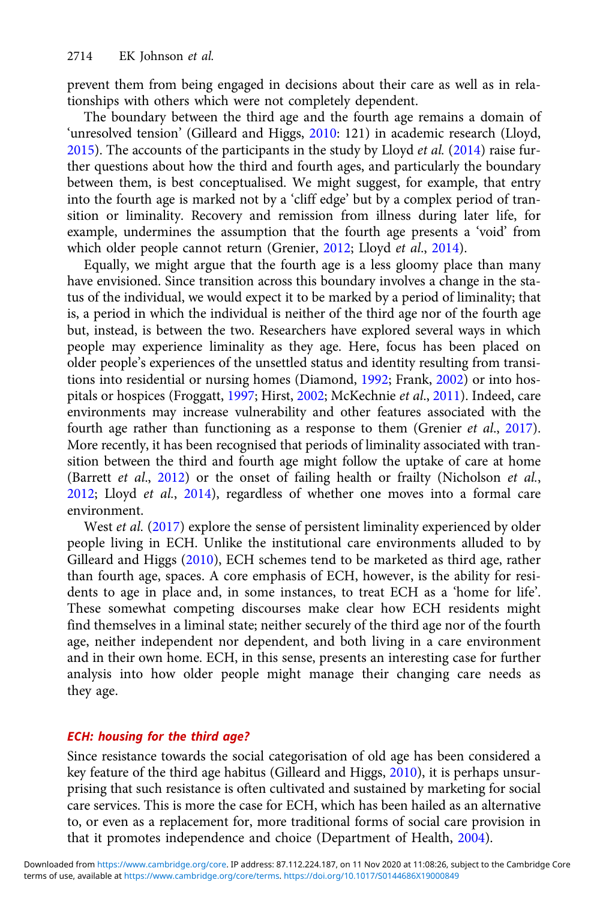prevent them from being engaged in decisions about their care as well as in relationships with others which were not completely dependent.

The boundary between the third age and the fourth age remains a domain of 'unresolved tension' (Gilleard and Higgs, 2010: 121) in academic research (Lloyd, 2015). The accounts of the participants in the study by Lloyd *et al.* (2014) raise further questions about how the third and fourth ages, and particularly the boundary between them, is best conceptualised. We might suggest, for example, that entry into the fourth age is marked not by a 'cliff edge' but by a complex period of transition or liminality. Recovery and remission from illness during later life, for example, undermines the assumption that the fourth age presents a 'void' from which older people cannot return (Grenier, 2012; Lloyd *et al.*, 2014).

Equally, we might argue that the fourth age is a less gloomy place than many have envisioned. Since transition across this boundary involves a change in the status of the individual, we would expect it to be marked by a period of liminality; that is, a period in which the individual is neither of the third age nor of the fourth age but, instead, is between the two. Researchers have explored several ways in which people may experience liminality as they age. Here, focus has been placed on older people's experiences of the unsettled status and identity resulting from transitions into residential or nursing homes (Diamond, 1992; Frank, 2002) or into hospitals or hospices (Froggatt, 1997; Hirst, 2002; McKechnie *et al.*, 2011). Indeed, care environments may increase vulnerability and other features associated with the fourth age rather than functioning as a response to them (Grenier *et al.*, 2017). More recently, it has been recognised that periods of liminality associated with transition between the third and fourth age might follow the uptake of care at home (Barrett *et al.*, 2012) or the onset of failing health or frailty (Nicholson *et al.*, 2012; Lloyd *et al.*, 2014), regardless of whether one moves into a formal care environment.

West *et al.* (2017) explore the sense of persistent liminality experienced by older people living in ECH. Unlike the institutional care environments alluded to by Gilleard and Higgs (2010), ECH schemes tend to be marketed as third age, rather than fourth age, spaces. A core emphasis of ECH, however, is the ability for residents to age in place and, in some instances, to treat ECH as a 'home for life'. These somewhat competing discourses make clear how ECH residents might find themselves in a liminal state; neither securely of the third age nor of the fourth age, neither independent nor dependent, and both living in a care environment and in their own home. ECH, in this sense, presents an interesting case for further analysis into how older people might manage their changing care needs as they age.

### *ECH: housing for the third age?*

Since resistance towards the social categorisation of old age has been considered a key feature of the third age habitus (Gilleard and Higgs, 2010), it is perhaps unsurprising that such resistance is often cultivated and sustained by marketing for social care services. This is more the case for ECH, which has been hailed as an alternative to, or even as a replacement for, more traditional forms of social care provision in that it promotes independence and choice (Department of Health, 2004).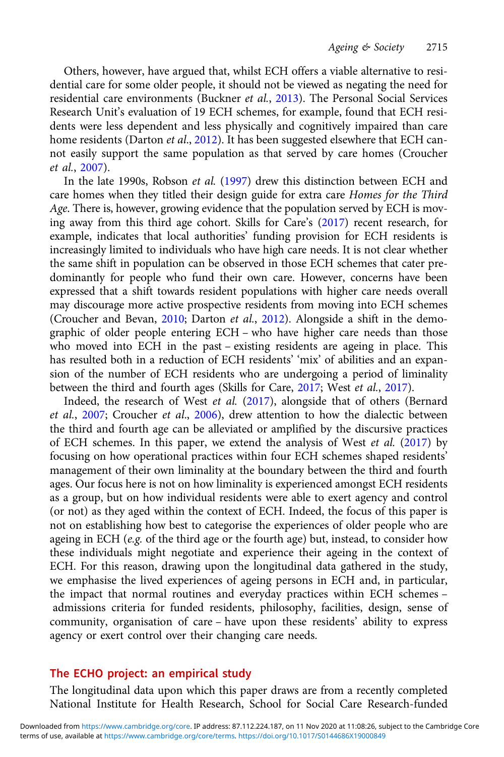Others, however, have argued that, whilst ECH offers a viable alternative to residential care for some older people, it should not be viewed as negating the need for residential care environments (Buckner *et al.*, 2013). The Personal Social Services Research Unit's evaluation of 19 ECH schemes, for example, found that ECH residents were less dependent and less physically and cognitively impaired than care home residents (Darton *et al.*, 2012). It has been suggested elsewhere that ECH cannot easily support the same population as that served by care homes (Croucher *et al.*, 2007).

In the late 1990s, Robson *et al.* (1997) drew this distinction between ECH and care homes when they titled their design guide for extra care *Homes for the Third Age*. There is, however, growing evidence that the population served by ECH is moving away from this third age cohort. Skills for Care's (2017) recent research, for example, indicates that local authorities' funding provision for ECH residents is increasingly limited to individuals who have high care needs. It is not clear whether the same shift in population can be observed in those ECH schemes that cater predominantly for people who fund their own care. However, concerns have been expressed that a shift towards resident populations with higher care needs overall may discourage more active prospective residents from moving into ECH schemes (Croucher and Bevan, 2010; Darton *et al.*, 2012). Alongside a shift in the demographic of older people entering ECH – who have higher care needs than those who moved into ECH in the past – existing residents are ageing in place. This has resulted both in a reduction of ECH residents' 'mix' of abilities and an expansion of the number of ECH residents who are undergoing a period of liminality between the third and fourth ages (Skills for Care, 2017; West *et al.*, 2017).

Indeed, the research of West *et al.* (2017), alongside that of others (Bernard *et al.*, 2007; Croucher *et al.*, 2006), drew attention to how the dialectic between the third and fourth age can be alleviated or amplified by the discursive practices of ECH schemes. In this paper, we extend the analysis of West *et al.* (2017) by focusing on how operational practices within four ECH schemes shaped residents' management of their own liminality at the boundary between the third and fourth ages. Our focus here is not on how liminality is experienced amongst ECH residents as a group, but on how individual residents were able to exert agency and control (or not) as they aged within the context of ECH. Indeed, the focus of this paper is not on establishing how best to categorise the experiences of older people who are ageing in ECH (*e.g.* of the third age or the fourth age) but, instead, to consider how these individuals might negotiate and experience their ageing in the context of ECH. For this reason, drawing upon the longitudinal data gathered in the study, we emphasise the lived experiences of ageing persons in ECH and, in particular, the impact that normal routines and everyday practices within ECH schemes – admissions criteria for funded residents, philosophy, facilities, design, sense of community, organisation of care – have upon these residents' ability to express agency or exert control over their changing care needs.

## The ECHO project: an empirical study

The longitudinal data upon which this paper draws are from a recently completed National Institute for Health Research, School for Social Care Research-funded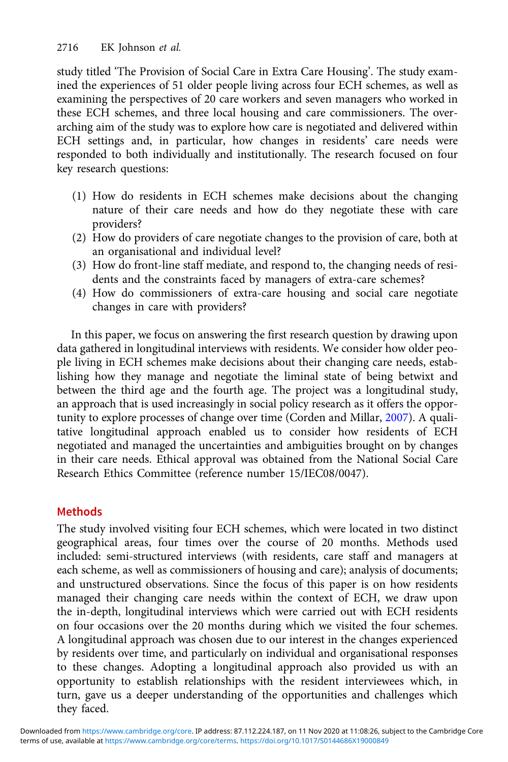study titled 'The Provision of Social Care in Extra Care Housing'. The study examined the experiences of 51 older people living across four ECH schemes, as well as examining the perspectives of 20 care workers and seven managers who worked in these ECH schemes, and three local housing and care commissioners. The overarching aim of the study was to explore how care is negotiated and delivered within ECH settings and, in particular, how changes in residents' care needs were responded to both individually and institutionally. The research focused on four key research questions:

1. How do residents in ECH schemes make decisions about the changing nature of their care needs and how do they negotiate these with care providers?
2. How do providers of care negotiate changes to the provision of care, both at an organisational and individual level?
3. How do front-line staff mediate, and respond to, the changing needs of residents and the constraints faced by managers of extra-care schemes?
4. How do commissioners of extra-care housing and social care negotiate changes in care with providers?

In this paper, we focus on answering the first research question by drawing upon data gathered in longitudinal interviews with residents. We consider how older people living in ECH schemes make decisions about their changing care needs, establishing how they manage and negotiate the liminal state of being betwixt and between the third age and the fourth age. The project was a longitudinal study, an approach that is used increasingly in social policy research as it offers the opportunity to explore processes of change over time (Corden and Millar, 2007). A qualitative longitudinal approach enabled us to consider how residents of ECH negotiated and managed the uncertainties and ambiguities brought on by changes in their care needs. Ethical approval was obtained from the National Social Care Research Ethics Committee (reference number 15/IEC08/0047).

## Methods

The study involved visiting four ECH schemes, which were located in two distinct geographical areas, four times over the course of 20 months. Methods used included: semi-structured interviews (with residents, care staff and managers at each scheme, as well as commissioners of housing and care); analysis of documents; and unstructured observations. Since the focus of this paper is on how residents managed their changing care needs within the context of ECH, we draw upon the in-depth, longitudinal interviews which were carried out with ECH residents on four occasions over the 20 months during which we visited the four schemes. A longitudinal approach was chosen due to our interest in the changes experienced by residents over time, and particularly on individual and organisational responses to these changes. Adopting a longitudinal approach also provided us with an opportunity to establish relationships with the resident interviewees which, in turn, gave us a deeper understanding of the opportunities and challenges which they faced.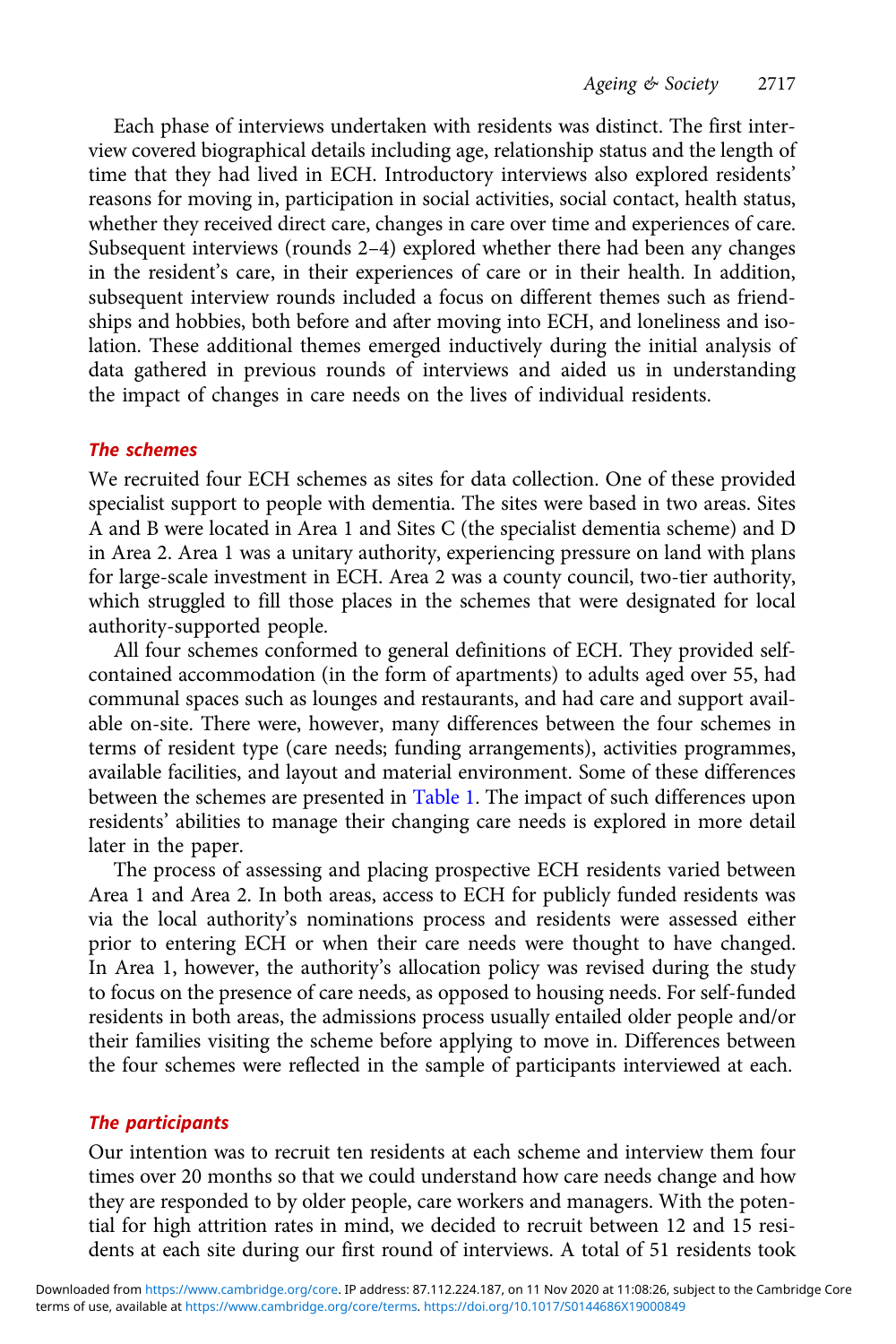Each phase of interviews undertaken with residents was distinct. The first interview covered biographical details including age, relationship status and the length of time that they had lived in ECH. Introductory interviews also explored residents' reasons for moving in, participation in social activities, social contact, health status, whether they received direct care, changes in care over time and experiences of care. Subsequent interviews (rounds 2–4) explored whether there had been any changes in the resident's care, in their experiences of care or in their health. In addition, subsequent interview rounds included a focus on different themes such as friendships and hobbies, both before and after moving into ECH, and loneliness and isolation. These additional themes emerged inductively during the initial analysis of data gathered in previous rounds of interviews and aided us in understanding the impact of changes in care needs on the lives of individual residents.

### *The schemes*

We recruited four ECH schemes as sites for data collection. One of these provided specialist support to people with dementia. The sites were based in two areas. Sites A and B were located in Area 1 and Sites C (the specialist dementia scheme) and D in Area 2. Area 1 was a unitary authority, experiencing pressure on land with plans for large-scale investment in ECH. Area 2 was a county council, two-tier authority, which struggled to fill those places in the schemes that were designated for local authority-supported people.

All four schemes conformed to general definitions of ECH. They provided self-contained accommodation (in the form of apartments) to adults aged over 55, had communal spaces such as lounges and restaurants, and had care and support available on-site. There were, however, many differences between the four schemes in terms of resident type (care needs; funding arrangements), activities programmes, available facilities, and layout and material environment. Some of these differences between the schemes are presented in Table 1. The impact of such differences upon residents' abilities to manage their changing care needs is explored in more detail later in the paper.

The process of assessing and placing prospective ECH residents varied between Area 1 and Area 2. In both areas, access to ECH for publicly funded residents was via the local authority's nominations process and residents were assessed either prior to entering ECH or when their care needs were thought to have changed. In Area 1, however, the authority's allocation policy was revised during the study to focus on the presence of care needs, as opposed to housing needs. For self-funded residents in both areas, the admissions process usually entailed older people and/or their families visiting the scheme before applying to move in. Differences between the four schemes were reflected in the sample of participants interviewed at each.

### *The participants*

Our intention was to recruit ten residents at each scheme and interview them four times over 20 months so that we could understand how care needs change and how they are responded to by older people, care workers and managers. With the potential for high attrition rates in mind, we decided to recruit between 12 and 15 residents at each site during our first round of interviews. A total of 51 residents took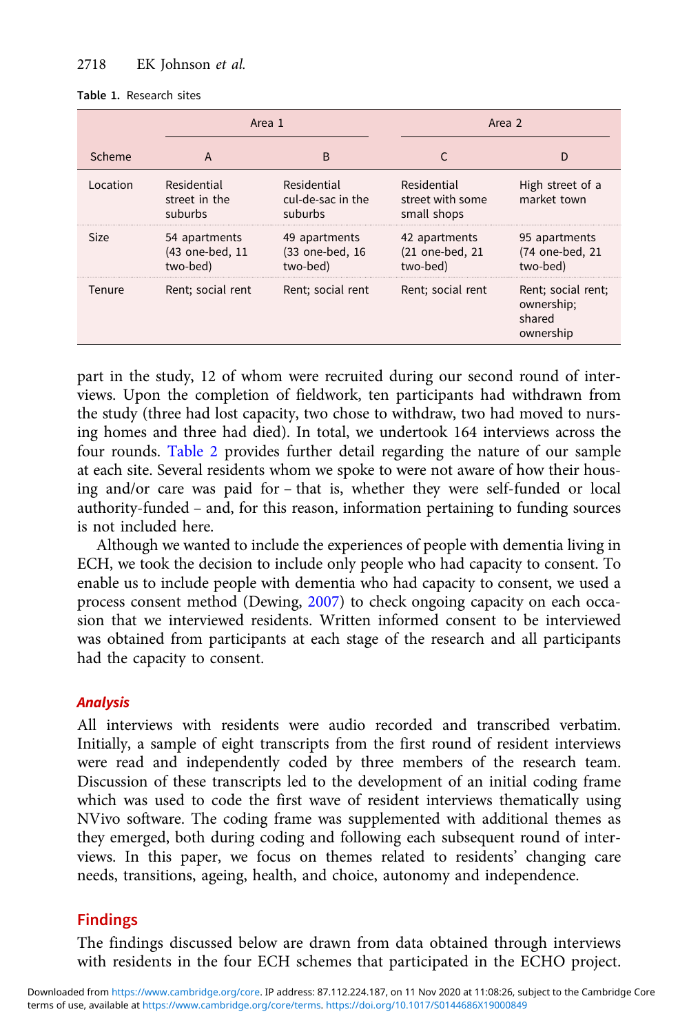Table 1. Research sites

| | Area 1 | | Area 2 | |
|---|---|---|---|---|
| Scheme | A | B | C | D |
| Location | Residential street in the suburbs | Residential cul-de-sac in the suburbs | Residential street with some small shops | High street of a market town |
| Size | 54 apartments (43 one-bed, 11 two-bed) | 49 apartments (33 one-bed, 16 two-bed) | 42 apartments (21 one-bed, 21 two-bed) | 95 apartments (74 one-bed, 21 two-bed) |
| Tenure | Rent; social rent | Rent; social rent | Rent; social rent | Rent; social rent; ownership; shared ownership |

part in the study, 12 of whom were recruited during our second round of interviews. Upon the completion of fieldwork, ten participants had withdrawn from the study (three had lost capacity, two chose to withdraw, two had moved to nursing homes and three had died). In total, we undertook 164 interviews across the four rounds. Table 2 provides further detail regarding the nature of our sample at each site. Several residents whom we spoke to were not aware of how their housing and/or care was paid for – that is, whether they were self-funded or local authority-funded – and, for this reason, information pertaining to funding sources is not included here.

Although we wanted to include the experiences of people with dementia living in ECH, we took the decision to include only people who had capacity to consent. To enable us to include people with dementia who had capacity to consent, we used a process consent method (Dewing, 2007) to check ongoing capacity on each occasion that we interviewed residents. Written informed consent to be interviewed was obtained from participants at each stage of the research and all participants had the capacity to consent.

### *Analysis*

All interviews with residents were audio recorded and transcribed verbatim. Initially, a sample of eight transcripts from the first round of resident interviews were read and independently coded by three members of the research team. Discussion of these transcripts led to the development of an initial coding frame which was used to code the first wave of resident interviews thematically using NVivo software. The coding frame was supplemented with additional themes as they emerged, both during coding and following each subsequent round of interviews. In this paper, we focus on themes related to residents' changing care needs, transitions, ageing, health, and choice, autonomy and independence.

## Findings

The findings discussed below are drawn from data obtained through interviews with residents in the four ECH schemes that participated in the ECHO project.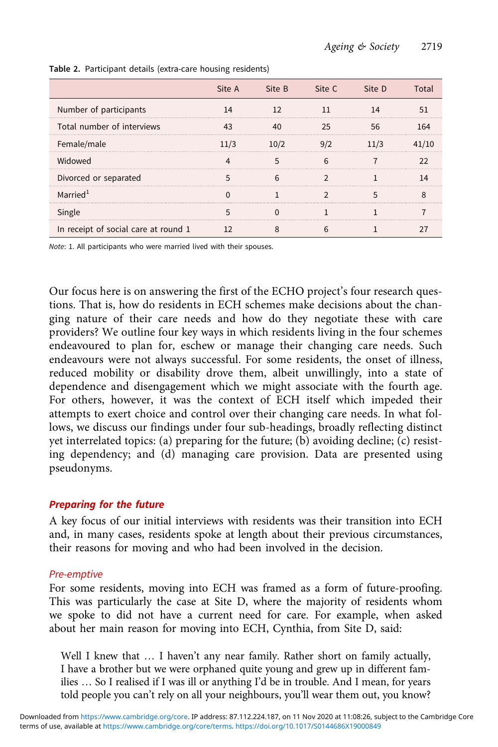**Table 2.** Participant details (extra-care housing residents)

| | Site A | Site B | Site C | Site D | Total |
|---|---|---|---|---|---|
| Number of participants | 14 | 12 | 11 | 14 | 51 |
| Total number of interviews | 43 | 40 | 25 | 56 | 164 |
| Female/male | 11/3 | 10/2 | 9/2 | 11/3 | 41/10 |
| Widowed | 4 | 5 | 6 | 7 | 22 |
| Divorced or separated | 5 | 6 | 2 | 1 | 14 |
| Married[1] | 0 | 1 | 2 | 5 | 8 |
| Single | 5 | 0 | 1 | 1 | 7 |
| In receipt of social care at round 1 | 12 | 8 | 6 | 1 | 27 |

*Note*: 1. All participants who were married lived with their spouses.

Our focus here is on answering the first of the ECHO project's four research questions. That is, how do residents in ECH schemes make decisions about the changing nature of their care needs and how do they negotiate these with care providers? We outline four key ways in which residents living in the four schemes endeavoured to plan for, eschew or manage their changing care needs. Such endeavours were not always successful. For some residents, the onset of illness, reduced mobility or disability drove them, albeit unwillingly, into a state of dependence and disengagement which we might associate with the fourth age. For others, however, it was the context of ECH itself which impeded their attempts to exert choice and control over their changing care needs. In what follows, we discuss our findings under four sub-headings, broadly reflecting distinct yet interrelated topics: (a) preparing for the future; (b) avoiding decline; (c) resisting dependency; and (d) managing care provision. Data are presented using pseudonyms.

## Preparing for the future

A key focus of our initial interviews with residents was their transition into ECH and, in many cases, residents spoke at length about their previous circumstances, their reasons for moving and who had been involved in the decision.

### Pre-emptive

For some residents, moving into ECH was framed as a form of future-proofing. This was particularly the case at Site D, where the majority of residents whom we spoke to did not have a current need for care. For example, when asked about her main reason for moving into ECH, Cynthia, from Site D, said:

> Well I knew that … I haven't any near family. Rather short on family actually, I have a brother but we were orphaned quite young and grew up in different families … So I realised if I was ill or anything I'd be in trouble. And I mean, for years told people you can't rely on all your neighbours, you'll wear them out, you know?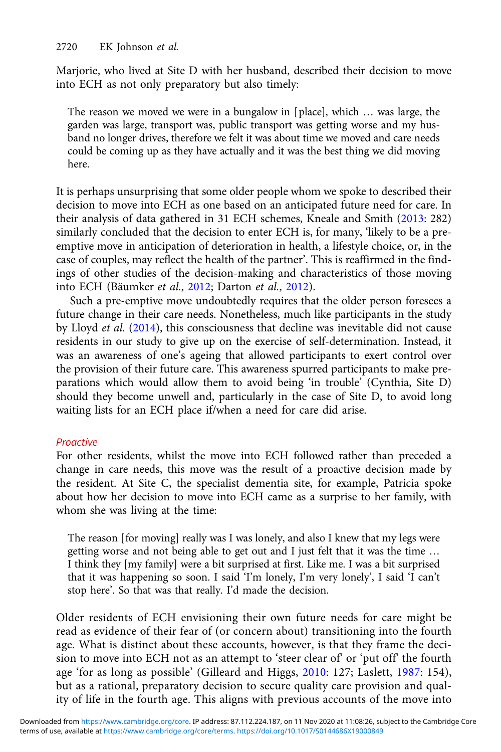Marjorie, who lived at Site D with her husband, described their decision to move into ECH as not only preparatory but also timely:

> The reason we moved we were in a bungalow in [place], which … was large, the garden was large, transport was, public transport was getting worse and my husband no longer drives, therefore we felt it was about time we moved and care needs could be coming up as they have actually and it was the best thing we did moving here.

It is perhaps unsurprising that some older people whom we spoke to described their decision to move into ECH as one based on an anticipated future need for care. In their analysis of data gathered in 31 ECH schemes, Kneale and Smith (2013: 282) similarly concluded that the decision to enter ECH is, for many, 'likely to be a pre-emptive move in anticipation of deterioration in health, a lifestyle choice, or, in the case of couples, may reflect the health of the partner'. This is reaffirmed in the findings of other studies of the decision-making and characteristics of those moving into ECH (Bäumker *et al.*, 2012; Darton *et al.*, 2012).

Such a pre-emptive move undoubtedly requires that the older person foresees a future change in their care needs. Nonetheless, much like participants in the study by Lloyd *et al.* (2014), this consciousness that decline was inevitable did not cause residents in our study to give up on the exercise of self-determination. Instead, it was an awareness of one's ageing that allowed participants to exert control over the provision of their future care. This awareness spurred participants to make preparations which would allow them to avoid being 'in trouble' (Cynthia, Site D) should they become unwell and, particularly in the case of Site D, to avoid long waiting lists for an ECH place if/when a need for care did arise.

### *Proactive*

For other residents, whilst the move into ECH followed rather than preceded a change in care needs, this move was the result of a proactive decision made by the resident. At Site C, the specialist dementia site, for example, Patricia spoke about how her decision to move into ECH came as a surprise to her family, with whom she was living at the time:

> The reason [for moving] really was I was lonely, and also I knew that my legs were getting worse and not being able to get out and I just felt that it was the time … I think they [my family] were a bit surprised at first. Like me. I was a bit surprised that it was happening so soon. I said 'I'm lonely, I'm very lonely', I said 'I can't stop here'. So that was that really. I'd made the decision.

Older residents of ECH envisioning their own future needs for care might be read as evidence of their fear of (or concern about) transitioning into the fourth age. What is distinct about these accounts, however, is that they frame the decision to move into ECH not as an attempt to 'steer clear of' or 'put off' the fourth age 'for as long as possible' (Gilleard and Higgs, 2010: 127; Laslett, 1987: 154), but as a rational, preparatory decision to secure quality care provision and quality of life in the fourth age. This aligns with previous accounts of the move into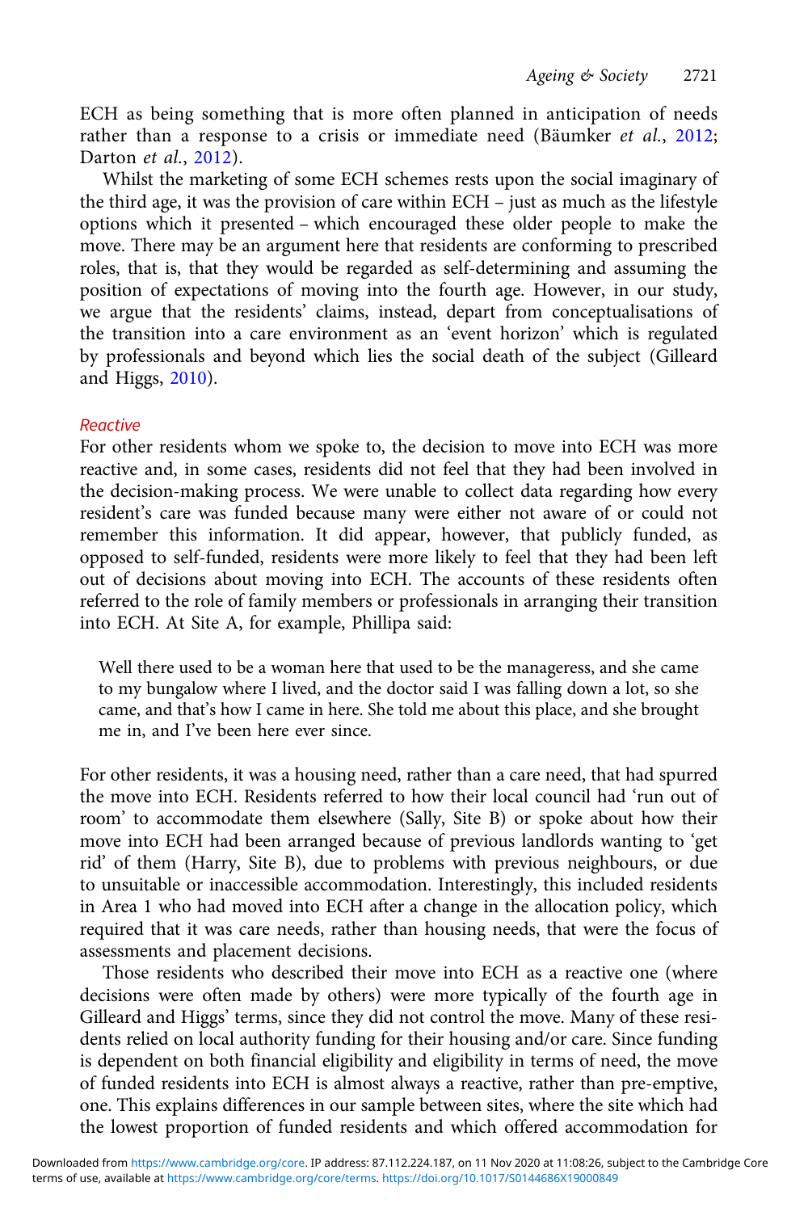ECH as being something that is more often planned in anticipation of needs rather than a response to a crisis or immediate need (Bäumker *et al.*, 2012; Darton *et al.*, 2012).

Whilst the marketing of some ECH schemes rests upon the social imaginary of the third age, it was the provision of care within ECH – just as much as the lifestyle options which it presented – which encouraged these older people to make the move. There may be an argument here that residents are conforming to prescribed roles, that is, that they would be regarded as self-determining and assuming the position of expectations of moving into the fourth age. However, in our study, we argue that the residents' claims, instead, depart from conceptualisations of the transition into a care environment as an 'event horizon' which is regulated by professionals and beyond which lies the social death of the subject (Gilleard and Higgs, 2010).

### *Reactive*

For other residents whom we spoke to, the decision to move into ECH was more reactive and, in some cases, residents did not feel that they had been involved in the decision-making process. We were unable to collect data regarding how every resident's care was funded because many were either not aware of or could not remember this information. It did appear, however, that publicly funded, as opposed to self-funded, residents were more likely to feel that they had been left out of decisions about moving into ECH. The accounts of these residents often referred to the role of family members or professionals in arranging their transition into ECH. At Site A, for example, Phillipa said:

> Well there used to be a woman here that used to be the manageress, and she came to my bungalow where I lived, and the doctor said I was falling down a lot, so she came, and that's how I came in here. She told me about this place, and she brought me in, and I've been here ever since.

For other residents, it was a housing need, rather than a care need, that had spurred the move into ECH. Residents referred to how their local council had 'run out of room' to accommodate them elsewhere (Sally, Site B) or spoke about how their move into ECH had been arranged because of previous landlords wanting to 'get rid' of them (Harry, Site B), due to problems with previous neighbours, or due to unsuitable or inaccessible accommodation. Interestingly, this included residents in Area 1 who had moved into ECH after a change in the allocation policy, which required that it was care needs, rather than housing needs, that were the focus of assessments and placement decisions.

Those residents who described their move into ECH as a reactive one (where decisions were often made by others) were more typically of the fourth age in Gilleard and Higgs' terms, since they did not control the move. Many of these residents relied on local authority funding for their housing and/or care. Since funding is dependent on both financial eligibility and eligibility in terms of need, the move of funded residents into ECH is almost always a reactive, rather than pre-emptive, one. This explains differences in our sample between sites, where the site which had the lowest proportion of funded residents and which offered accommodation for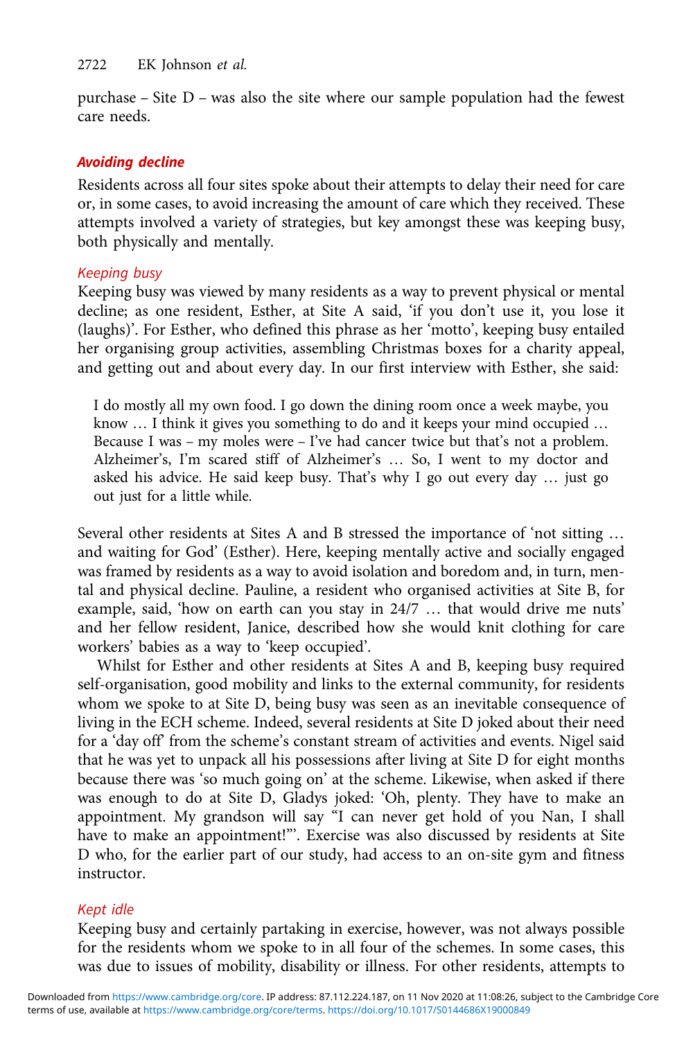purchase – Site D – was also the site where our sample population had the fewest care needs.

## Avoiding decline

Residents across all four sites spoke about their attempts to delay their need for care or, in some cases, to avoid increasing the amount of care which they received. These attempts involved a variety of strategies, but key amongst these was keeping busy, both physically and mentally.

### Keeping busy

Keeping busy was viewed by many residents as a way to prevent physical or mental decline; as one resident, Esther, at Site A said, 'if you don't use it, you lose it (laughs)'. For Esther, who defined this phrase as her 'motto', keeping busy entailed her organising group activities, assembling Christmas boxes for a charity appeal, and getting out and about every day. In our first interview with Esther, she said:

> I do mostly all my own food. I go down the dining room once a week maybe, you know … I think it gives you something to do and it keeps your mind occupied … Because I was – my moles were – I've had cancer twice but that's not a problem. Alzheimer's, I'm scared stiff of Alzheimer's … So, I went to my doctor and asked his advice. He said keep busy. That's why I go out every day … just go out just for a little while.

Several other residents at Sites A and B stressed the importance of 'not sitting … and waiting for God' (Esther). Here, keeping mentally active and socially engaged was framed by residents as a way to avoid isolation and boredom and, in turn, mental and physical decline. Pauline, a resident who organised activities at Site B, for example, said, 'how on earth can you stay in 24/7 … that would drive me nuts' and her fellow resident, Janice, described how she would knit clothing for care workers' babies as a way to 'keep occupied'.

Whilst for Esther and other residents at Sites A and B, keeping busy required self-organisation, good mobility and links to the external community, for residents whom we spoke to at Site D, being busy was seen as an inevitable consequence of living in the ECH scheme. Indeed, several residents at Site D joked about their need for a 'day off' from the scheme's constant stream of activities and events. Nigel said that he was yet to unpack all his possessions after living at Site D for eight months because there was 'so much going on' at the scheme. Likewise, when asked if there was enough to do at Site D, Gladys joked: 'Oh, plenty. They have to make an appointment. My grandson will say "I can never get hold of you Nan, I shall have to make an appointment!"'. Exercise was also discussed by residents at Site D who, for the earlier part of our study, had access to an on-site gym and fitness instructor.

### Kept idle

Keeping busy and certainly partaking in exercise, however, was not always possible for the residents whom we spoke to in all four of the schemes. In some cases, this was due to issues of mobility, disability or illness. For other residents, attempts to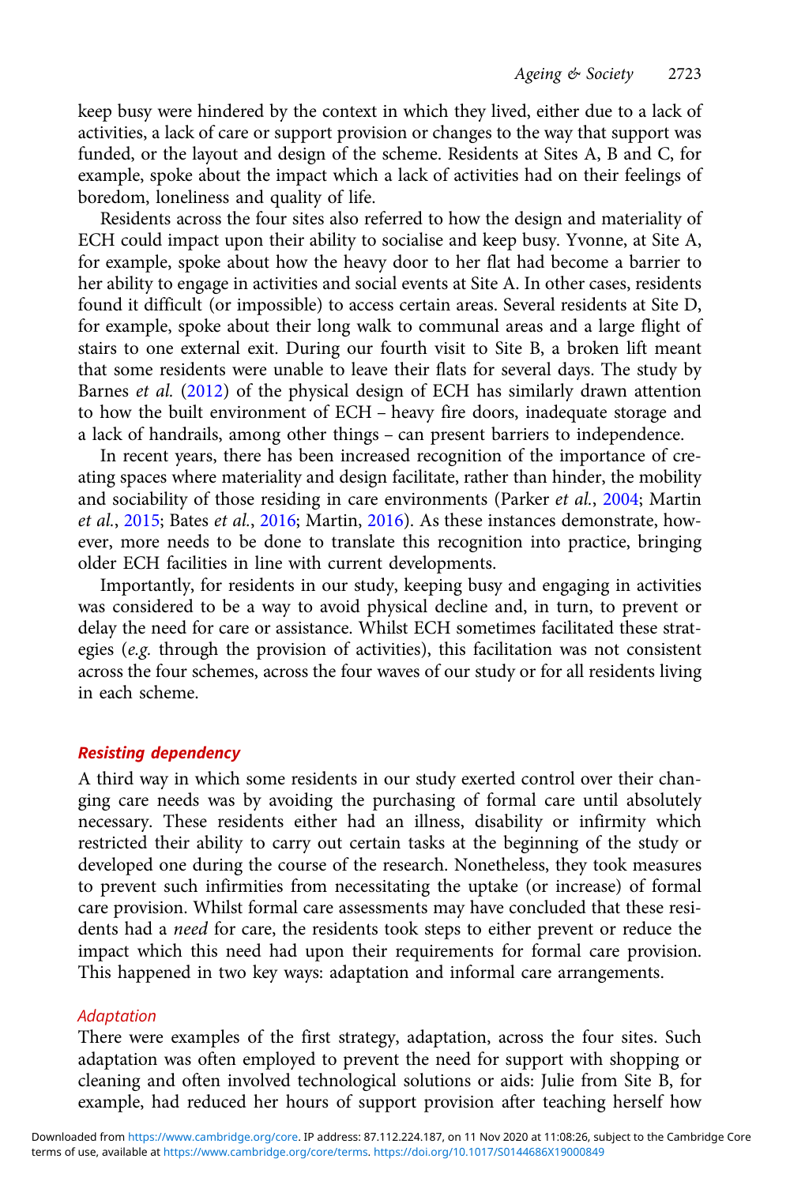keep busy were hindered by the context in which they lived, either due to a lack of activities, a lack of care or support provision or changes to the way that support was funded, or the layout and design of the scheme. Residents at Sites A, B and C, for example, spoke about the impact which a lack of activities had on their feelings of boredom, loneliness and quality of life.

Residents across the four sites also referred to how the design and materiality of ECH could impact upon their ability to socialise and keep busy. Yvonne, at Site A, for example, spoke about how the heavy door to her flat had become a barrier to her ability to engage in activities and social events at Site A. In other cases, residents found it difficult (or impossible) to access certain areas. Several residents at Site D, for example, spoke about their long walk to communal areas and a large flight of stairs to one external exit. During our fourth visit to Site B, a broken lift meant that some residents were unable to leave their flats for several days. The study by Barnes *et al.* (2012) of the physical design of ECH has similarly drawn attention to how the built environment of ECH – heavy fire doors, inadequate storage and a lack of handrails, among other things – can present barriers to independence.

In recent years, there has been increased recognition of the importance of creating spaces where materiality and design facilitate, rather than hinder, the mobility and sociability of those residing in care environments (Parker *et al.*, 2004; Martin *et al.*, 2015; Bates *et al.*, 2016; Martin, 2016). As these instances demonstrate, however, more needs to be done to translate this recognition into practice, bringing older ECH facilities in line with current developments.

Importantly, for residents in our study, keeping busy and engaging in activities was considered to be a way to avoid physical decline and, in turn, to prevent or delay the need for care or assistance. Whilst ECH sometimes facilitated these strategies (*e.g.* through the provision of activities), this facilitation was not consistent across the four schemes, across the four waves of our study or for all residents living in each scheme.

### *Resisting dependency*

A third way in which some residents in our study exerted control over their changing care needs was by avoiding the purchasing of formal care until absolutely necessary. These residents either had an illness, disability or infirmity which restricted their ability to carry out certain tasks at the beginning of the study or developed one during the course of the research. Nonetheless, they took measures to prevent such infirmities from necessitating the uptake (or increase) of formal care provision. Whilst formal care assessments may have concluded that these residents had a *need* for care, the residents took steps to either prevent or reduce the impact which this need had upon their requirements for formal care provision. This happened in two key ways: adaptation and informal care arrangements.

#### *Adaptation*

There were examples of the first strategy, adaptation, across the four sites. Such adaptation was often employed to prevent the need for support with shopping or cleaning and often involved technological solutions or aids: Julie from Site B, for example, had reduced her hours of support provision after teaching herself how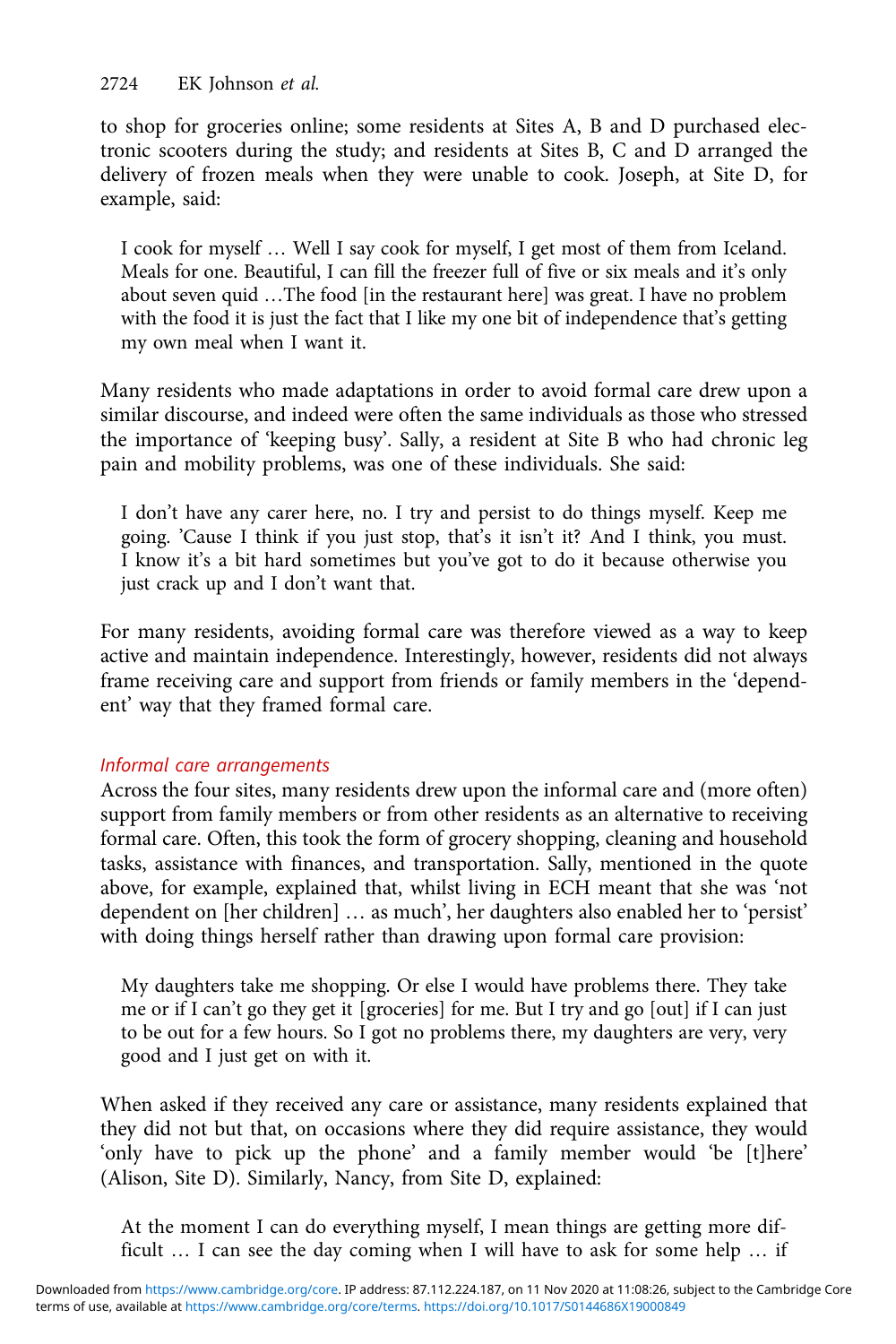to shop for groceries online; some residents at Sites A, B and D purchased electronic scooters during the study; and residents at Sites B, C and D arranged the delivery of frozen meals when they were unable to cook. Joseph, at Site D, for example, said:

> I cook for myself … Well I say cook for myself, I get most of them from Iceland. Meals for one. Beautiful, I can fill the freezer full of five or six meals and it's only about seven quid …The food [in the restaurant here] was great. I have no problem with the food it is just the fact that I like my one bit of independence that's getting my own meal when I want it.

Many residents who made adaptations in order to avoid formal care drew upon a similar discourse, and indeed were often the same individuals as those who stressed the importance of 'keeping busy'. Sally, a resident at Site B who had chronic leg pain and mobility problems, was one of these individuals. She said:

> I don't have any carer here, no. I try and persist to do things myself. Keep me going. 'Cause I think if you just stop, that's it isn't it? And I think, you must. I know it's a bit hard sometimes but you've got to do it because otherwise you just crack up and I don't want that.

For many residents, avoiding formal care was therefore viewed as a way to keep active and maintain independence. Interestingly, however, residents did not always frame receiving care and support from friends or family members in the 'dependent' way that they framed formal care.

### *Informal care arrangements*

Across the four sites, many residents drew upon the informal care and (more often) support from family members or from other residents as an alternative to receiving formal care. Often, this took the form of grocery shopping, cleaning and household tasks, assistance with finances, and transportation. Sally, mentioned in the quote above, for example, explained that, whilst living in ECH meant that she was 'not dependent on [her children] … as much', her daughters also enabled her to 'persist' with doing things herself rather than drawing upon formal care provision:

> My daughters take me shopping. Or else I would have problems there. They take me or if I can't go they get it [groceries] for me. But I try and go [out] if I can just to be out for a few hours. So I got no problems there, my daughters are very, very good and I just get on with it.

When asked if they received any care or assistance, many residents explained that they did not but that, on occasions where they did require assistance, they would 'only have to pick up the phone' and a family member would 'be [t]here' (Alison, Site D). Similarly, Nancy, from Site D, explained:

> At the moment I can do everything myself, I mean things are getting more difficult … I can see the day coming when I will have to ask for some help … if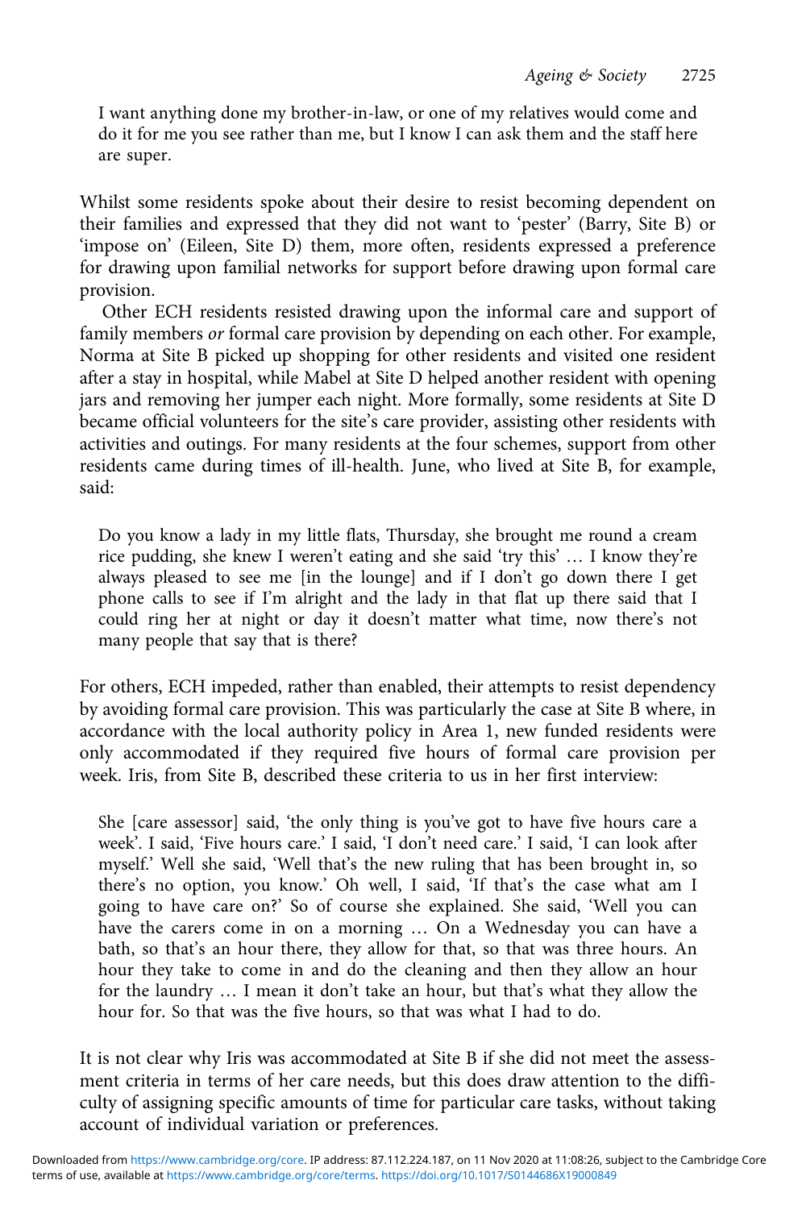I want anything done my brother-in-law, or one of my relatives would come and do it for me you see rather than me, but I know I can ask them and the staff here are super.

Whilst some residents spoke about their desire to resist becoming dependent on their families and expressed that they did not want to 'pester' (Barry, Site B) or 'impose on' (Eileen, Site D) them, more often, residents expressed a preference for drawing upon familial networks for support before drawing upon formal care provision.

Other ECH residents resisted drawing upon the informal care and support of family members *or* formal care provision by depending on each other. For example, Norma at Site B picked up shopping for other residents and visited one resident after a stay in hospital, while Mabel at Site D helped another resident with opening jars and removing her jumper each night. More formally, some residents at Site D became official volunteers for the site's care provider, assisting other residents with activities and outings. For many residents at the four schemes, support from other residents came during times of ill-health. June, who lived at Site B, for example, said:

Do you know a lady in my little flats, Thursday, she brought me round a cream rice pudding, she knew I weren't eating and she said 'try this' … I know they're always pleased to see me [in the lounge] and if I don't go down there I get phone calls to see if I'm alright and the lady in that flat up there said that I could ring her at night or day it doesn't matter what time, now there's not many people that say that is there?

For others, ECH impeded, rather than enabled, their attempts to resist dependency by avoiding formal care provision. This was particularly the case at Site B where, in accordance with the local authority policy in Area 1, new funded residents were only accommodated if they required five hours of formal care provision per week. Iris, from Site B, described these criteria to us in her first interview:

She [care assessor] said, 'the only thing is you've got to have five hours care a week'. I said, 'Five hours care.' I said, 'I don't need care.' I said, 'I can look after myself.' Well she said, 'Well that's the new ruling that has been brought in, so there's no option, you know.' Oh well, I said, 'If that's the case what am I going to have care on?' So of course she explained. She said, 'Well you can have the carers come in on a morning … On a Wednesday you can have a bath, so that's an hour there, they allow for that, so that was three hours. An hour they take to come in and do the cleaning and then they allow an hour for the laundry … I mean it don't take an hour, but that's what they allow the hour for. So that was the five hours, so that was what I had to do.

It is not clear why Iris was accommodated at Site B if she did not meet the assessment criteria in terms of her care needs, but this does draw attention to the difficulty of assigning specific amounts of time for particular care tasks, without taking account of individual variation or preferences.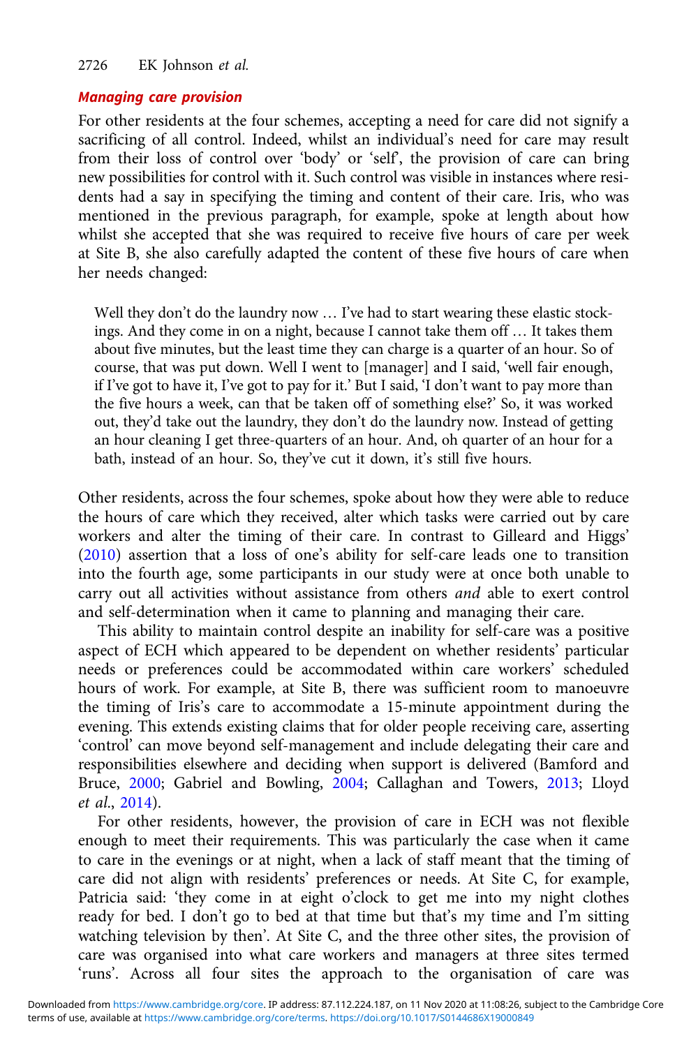### *Managing care provision*

For other residents at the four schemes, accepting a need for care did not signify a sacrificing of all control. Indeed, whilst an individual's need for care may result from their loss of control over 'body' or 'self', the provision of care can bring new possibilities for control with it. Such control was visible in instances where residents had a say in specifying the timing and content of their care. Iris, who was mentioned in the previous paragraph, for example, spoke at length about how whilst she accepted that she was required to receive five hours of care per week at Site B, she also carefully adapted the content of these five hours of care when her needs changed:

> Well they don't do the laundry now … I've had to start wearing these elastic stockings. And they come in on a night, because I cannot take them off … It takes them about five minutes, but the least time they can charge is a quarter of an hour. So of course, that was put down. Well I went to [manager] and I said, 'well fair enough, if I've got to have it, I've got to pay for it.' But I said, 'I don't want to pay more than the five hours a week, can that be taken off of something else?' So, it was worked out, they'd take out the laundry, they don't do the laundry now. Instead of getting an hour cleaning I get three-quarters of an hour. And, oh quarter of an hour for a bath, instead of an hour. So, they've cut it down, it's still five hours.

Other residents, across the four schemes, spoke about how they were able to reduce the hours of care which they received, alter which tasks were carried out by care workers and alter the timing of their care. In contrast to Gilleard and Higgs' (2010) assertion that a loss of one's ability for self-care leads one to transition into the fourth age, some participants in our study were at once both unable to carry out all activities without assistance from others *and* able to exert control and self-determination when it came to planning and managing their care.

This ability to maintain control despite an inability for self-care was a positive aspect of ECH which appeared to be dependent on whether residents' particular needs or preferences could be accommodated within care workers' scheduled hours of work. For example, at Site B, there was sufficient room to manoeuvre the timing of Iris's care to accommodate a 15-minute appointment during the evening. This extends existing claims that for older people receiving care, asserting 'control' can move beyond self-management and include delegating their care and responsibilities elsewhere and deciding when support is delivered (Bamford and Bruce, 2000; Gabriel and Bowling, 2004; Callaghan and Towers, 2013; Lloyd *et al.*, 2014).

For other residents, however, the provision of care in ECH was not flexible enough to meet their requirements. This was particularly the case when it came to care in the evenings or at night, when a lack of staff meant that the timing of care did not align with residents' preferences or needs. At Site C, for example, Patricia said: 'they come in at eight o'clock to get me into my night clothes ready for bed. I don't go to bed at that time but that's my time and I'm sitting watching television by then'. At Site C, and the three other sites, the provision of care was organised into what care workers and managers at three sites termed 'runs'. Across all four sites the approach to the organisation of care was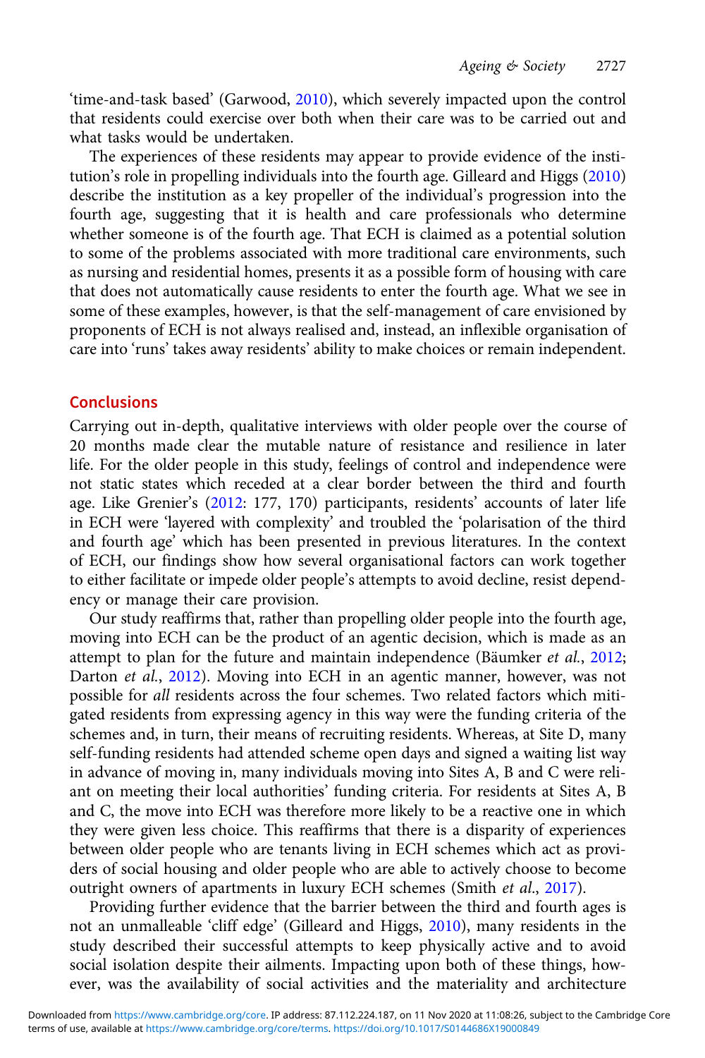'time-and-task based' (Garwood, 2010), which severely impacted upon the control that residents could exercise over both when their care was to be carried out and what tasks would be undertaken.

The experiences of these residents may appear to provide evidence of the institution's role in propelling individuals into the fourth age. Gilleard and Higgs (2010) describe the institution as a key propeller of the individual's progression into the fourth age, suggesting that it is health and care professionals who determine whether someone is of the fourth age. That ECH is claimed as a potential solution to some of the problems associated with more traditional care environments, such as nursing and residential homes, presents it as a possible form of housing with care that does not automatically cause residents to enter the fourth age. What we see in some of these examples, however, is that the self-management of care envisioned by proponents of ECH is not always realised and, instead, an inflexible organisation of care into 'runs' takes away residents' ability to make choices or remain independent.

## Conclusions

Carrying out in-depth, qualitative interviews with older people over the course of 20 months made clear the mutable nature of resistance and resilience in later life. For the older people in this study, feelings of control and independence were not static states which receded at a clear border between the third and fourth age. Like Grenier's (2012: 177, 170) participants, residents' accounts of later life in ECH were 'layered with complexity' and troubled the 'polarisation of the third and fourth age' which has been presented in previous literatures. In the context of ECH, our findings show how several organisational factors can work together to either facilitate or impede older people's attempts to avoid decline, resist dependency or manage their care provision.

Our study reaffirms that, rather than propelling older people into the fourth age, moving into ECH can be the product of an agentic decision, which is made as an attempt to plan for the future and maintain independence (Bäumker *et al.*, 2012; Darton *et al.*, 2012). Moving into ECH in an agentic manner, however, was not possible for *all* residents across the four schemes. Two related factors which mitigated residents from expressing agency in this way were the funding criteria of the schemes and, in turn, their means of recruiting residents. Whereas, at Site D, many self-funding residents had attended scheme open days and signed a waiting list way in advance of moving in, many individuals moving into Sites A, B and C were reliant on meeting their local authorities' funding criteria. For residents at Sites A, B and C, the move into ECH was therefore more likely to be a reactive one in which they were given less choice. This reaffirms that there is a disparity of experiences between older people who are tenants living in ECH schemes which act as providers of social housing and older people who are able to actively choose to become outright owners of apartments in luxury ECH schemes (Smith *et al.*, 2017).

Providing further evidence that the barrier between the third and fourth ages is not an unmalleable 'cliff edge' (Gilleard and Higgs, 2010), many residents in the study described their successful attempts to keep physically active and to avoid social isolation despite their ailments. Impacting upon both of these things, however, was the availability of social activities and the materiality and architecture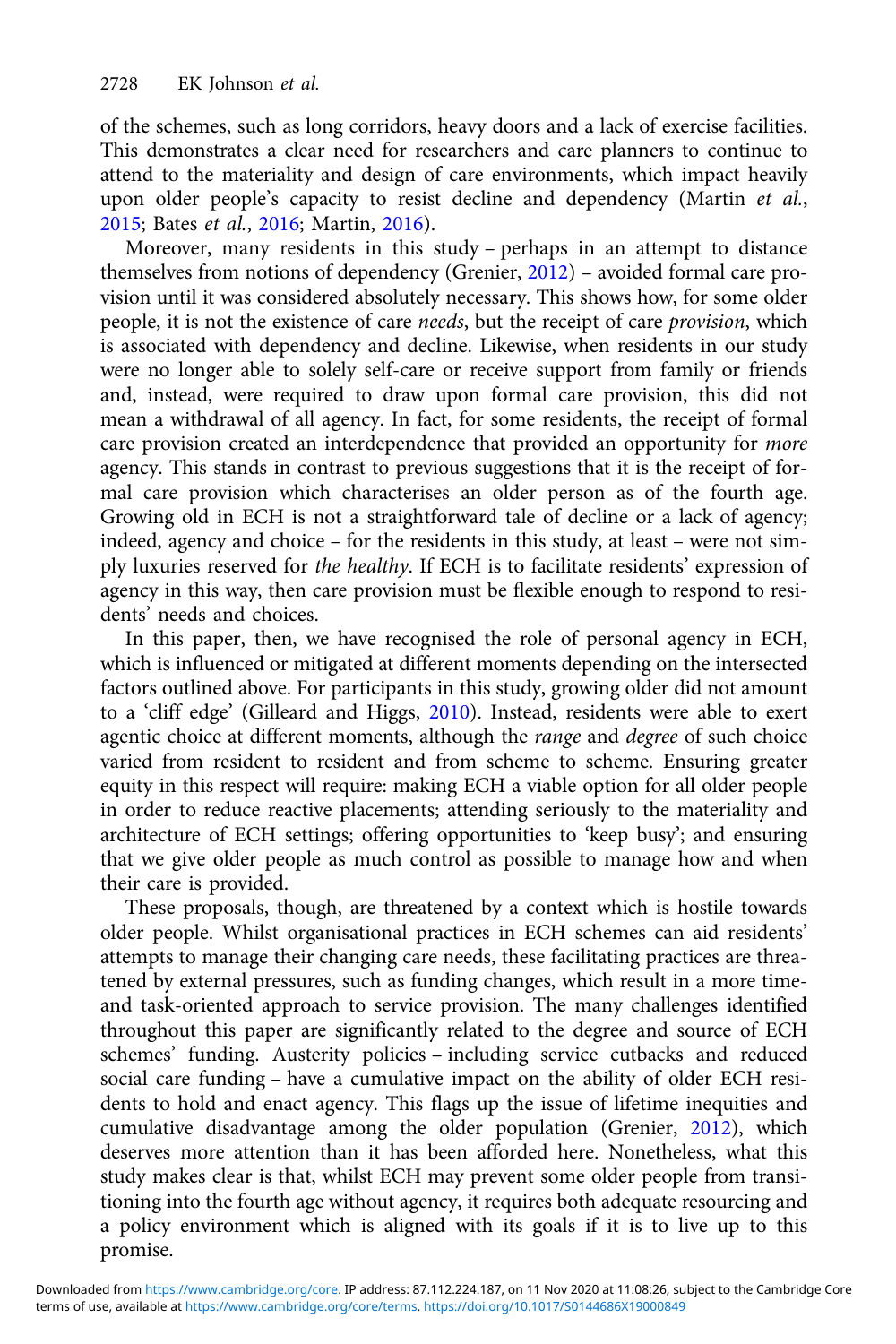of the schemes, such as long corridors, heavy doors and a lack of exercise facilities. This demonstrates a clear need for researchers and care planners to continue to attend to the materiality and design of care environments, which impact heavily upon older people's capacity to resist decline and dependency (Martin *et al.*, 2015; Bates *et al.*, 2016; Martin, 2016).

Moreover, many residents in this study – perhaps in an attempt to distance themselves from notions of dependency (Grenier, 2012) – avoided formal care provision until it was considered absolutely necessary. This shows how, for some older people, it is not the existence of care *needs*, but the receipt of care *provision*, which is associated with dependency and decline. Likewise, when residents in our study were no longer able to solely self-care or receive support from family or friends and, instead, were required to draw upon formal care provision, this did not mean a withdrawal of all agency. In fact, for some residents, the receipt of formal care provision created an interdependence that provided an opportunity for *more* agency. This stands in contrast to previous suggestions that it is the receipt of formal care provision which characterises an older person as of the fourth age. Growing old in ECH is not a straightforward tale of decline or a lack of agency; indeed, agency and choice – for the residents in this study, at least – were not simply luxuries reserved for *the healthy*. If ECH is to facilitate residents' expression of agency in this way, then care provision must be flexible enough to respond to residents' needs and choices.

In this paper, then, we have recognised the role of personal agency in ECH, which is influenced or mitigated at different moments depending on the intersected factors outlined above. For participants in this study, growing older did not amount to a 'cliff edge' (Gilleard and Higgs, 2010). Instead, residents were able to exert agentic choice at different moments, although the *range* and *degree* of such choice varied from resident to resident and from scheme to scheme. Ensuring greater equity in this respect will require: making ECH a viable option for all older people in order to reduce reactive placements; attending seriously to the materiality and architecture of ECH settings; offering opportunities to 'keep busy'; and ensuring that we give older people as much control as possible to manage how and when their care is provided.

These proposals, though, are threatened by a context which is hostile towards older people. Whilst organisational practices in ECH schemes can aid residents' attempts to manage their changing care needs, these facilitating practices are threatened by external pressures, such as funding changes, which result in a more time- and task-oriented approach to service provision. The many challenges identified throughout this paper are significantly related to the degree and source of ECH schemes' funding. Austerity policies – including service cutbacks and reduced social care funding – have a cumulative impact on the ability of older ECH residents to hold and enact agency. This flags up the issue of lifetime inequities and cumulative disadvantage among the older population (Grenier, 2012), which deserves more attention than it has been afforded here. Nonetheless, what this study makes clear is that, whilst ECH may prevent some older people from transitioning into the fourth age without agency, it requires both adequate resourcing and a policy environment which is aligned with its goals if it is to live up to this promise.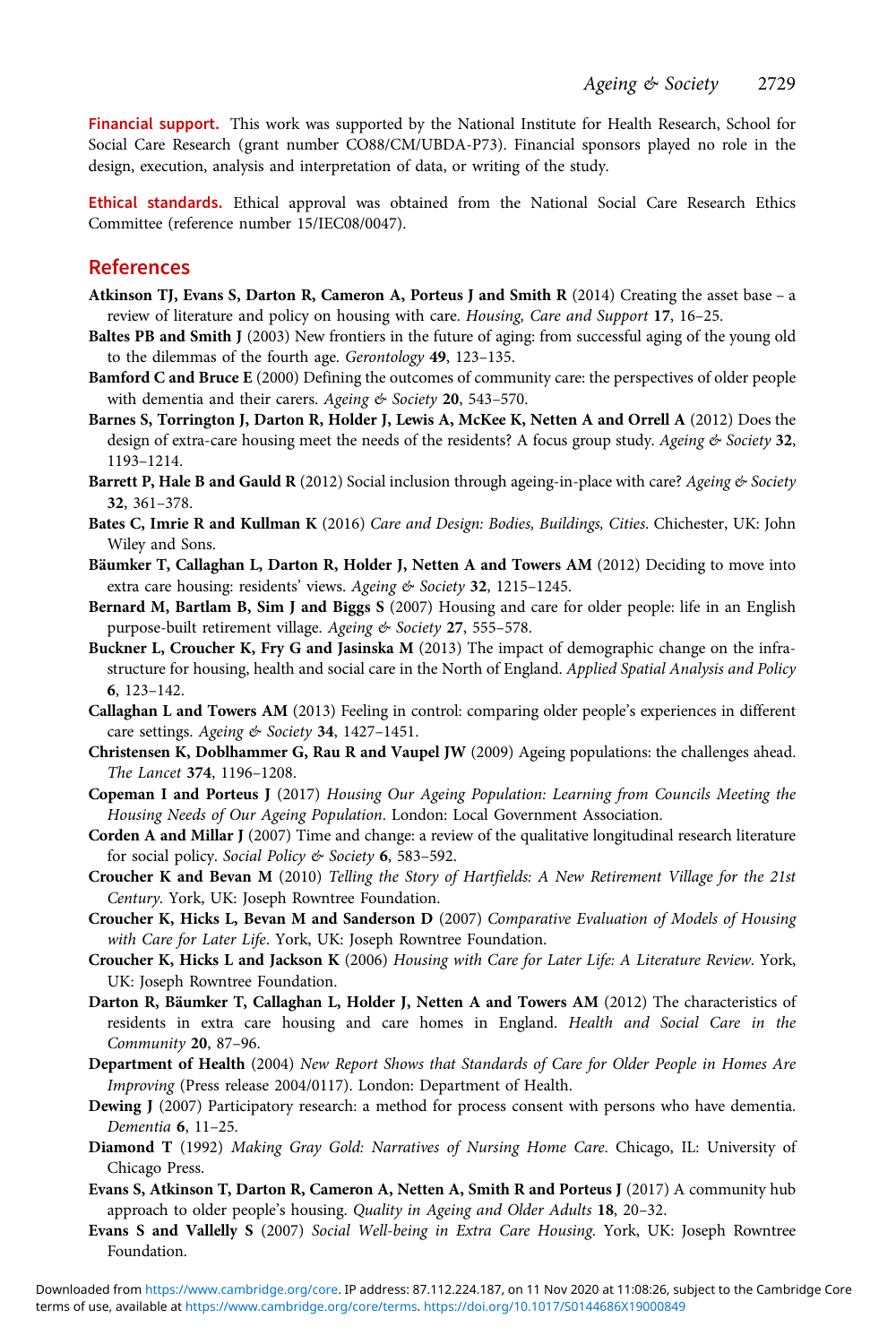**Financial support.** This work was supported by the National Institute for Health Research, School for Social Care Research (grant number CO88/CM/UBDA-P73). Financial sponsors played no role in the design, execution, analysis and interpretation of data, or writing of the study.

**Ethical standards.** Ethical approval was obtained from the National Social Care Research Ethics Committee (reference number 15/IEC08/0047).

## References

**Atkinson TJ, Evans S, Darton R, Cameron A, Porteus J and Smith R** (2014) Creating the asset base – a review of literature and policy on housing with care. *Housing, Care and Support* **17**, 16–25.

**Baltes PB and Smith J** (2003) New frontiers in the future of aging: from successful aging of the young old to the dilemmas of the fourth age. *Gerontology* **49**, 123–135.

**Bamford C and Bruce E** (2000) Defining the outcomes of community care: the perspectives of older people with dementia and their carers. *Ageing & Society* **20**, 543–570.

**Barnes S, Torrington J, Darton R, Holder J, Lewis A, McKee K, Netten A and Orrell A** (2012) Does the design of extra-care housing meet the needs of the residents? A focus group study. *Ageing & Society* **32**, 1193–1214.

**Barrett P, Hale B and Gauld R** (2012) Social inclusion through ageing-in-place with care? *Ageing & Society* **32**, 361–378.

**Bates C, Imrie R and Kullman K** (2016) *Care and Design: Bodies, Buildings, Cities*. Chichester, UK: John Wiley and Sons.

**Bäumker T, Callaghan L, Darton R, Holder J, Netten A and Towers AM** (2012) Deciding to move into extra care housing: residents' views. *Ageing & Society* **32**, 1215–1245.

**Bernard M, Bartlam B, Sim J and Biggs S** (2007) Housing and care for older people: life in an English purpose-built retirement village. *Ageing & Society* **27**, 555–578.

**Buckner L, Croucher K, Fry G and Jasinska M** (2013) The impact of demographic change on the infrastructure for housing, health and social care in the North of England. *Applied Spatial Analysis and Policy* **6**, 123–142.

**Callaghan L and Towers AM** (2013) Feeling in control: comparing older people's experiences in different care settings. *Ageing & Society* **34**, 1427–1451.

**Christensen K, Doblhammer G, Rau R and Vaupel JW** (2009) Ageing populations: the challenges ahead. *The Lancet* **374**, 1196–1208.

**Copeman I and Porteus J** (2017) *Housing Our Ageing Population: Learning from Councils Meeting the Housing Needs of Our Ageing Population*. London: Local Government Association.

**Corden A and Millar J** (2007) Time and change: a review of the qualitative longitudinal research literature for social policy. *Social Policy & Society* **6**, 583–592.

**Croucher K and Bevan M** (2010) *Telling the Story of Hartfields: A New Retirement Village for the 21st Century*. York, UK: Joseph Rowntree Foundation.

**Croucher K, Hicks L, Bevan M and Sanderson D** (2007) *Comparative Evaluation of Models of Housing with Care for Later Life*. York, UK: Joseph Rowntree Foundation.

**Croucher K, Hicks L and Jackson K** (2006) *Housing with Care for Later Life: A Literature Review*. York, UK: Joseph Rowntree Foundation.

**Darton R, Bäumker T, Callaghan L, Holder J, Netten A and Towers AM** (2012) The characteristics of residents in extra care housing and care homes in England. *Health and Social Care in the Community* **20**, 87–96.

**Department of Health** (2004) *New Report Shows that Standards of Care for Older People in Homes Are Improving* (Press release 2004/0117). London: Department of Health.

**Dewing J** (2007) Participatory research: a method for process consent with persons who have dementia. *Dementia* **6**, 11–25.

**Diamond T** (1992) *Making Gray Gold: Narratives of Nursing Home Care*. Chicago, IL: University of Chicago Press.

**Evans S, Atkinson T, Darton R, Cameron A, Netten A, Smith R and Porteus J** (2017) A community hub approach to older people's housing. *Quality in Ageing and Older Adults* **18**, 20–32.

**Evans S and Vallelly S** (2007) *Social Well-being in Extra Care Housing*. York, UK: Joseph Rowntree Foundation.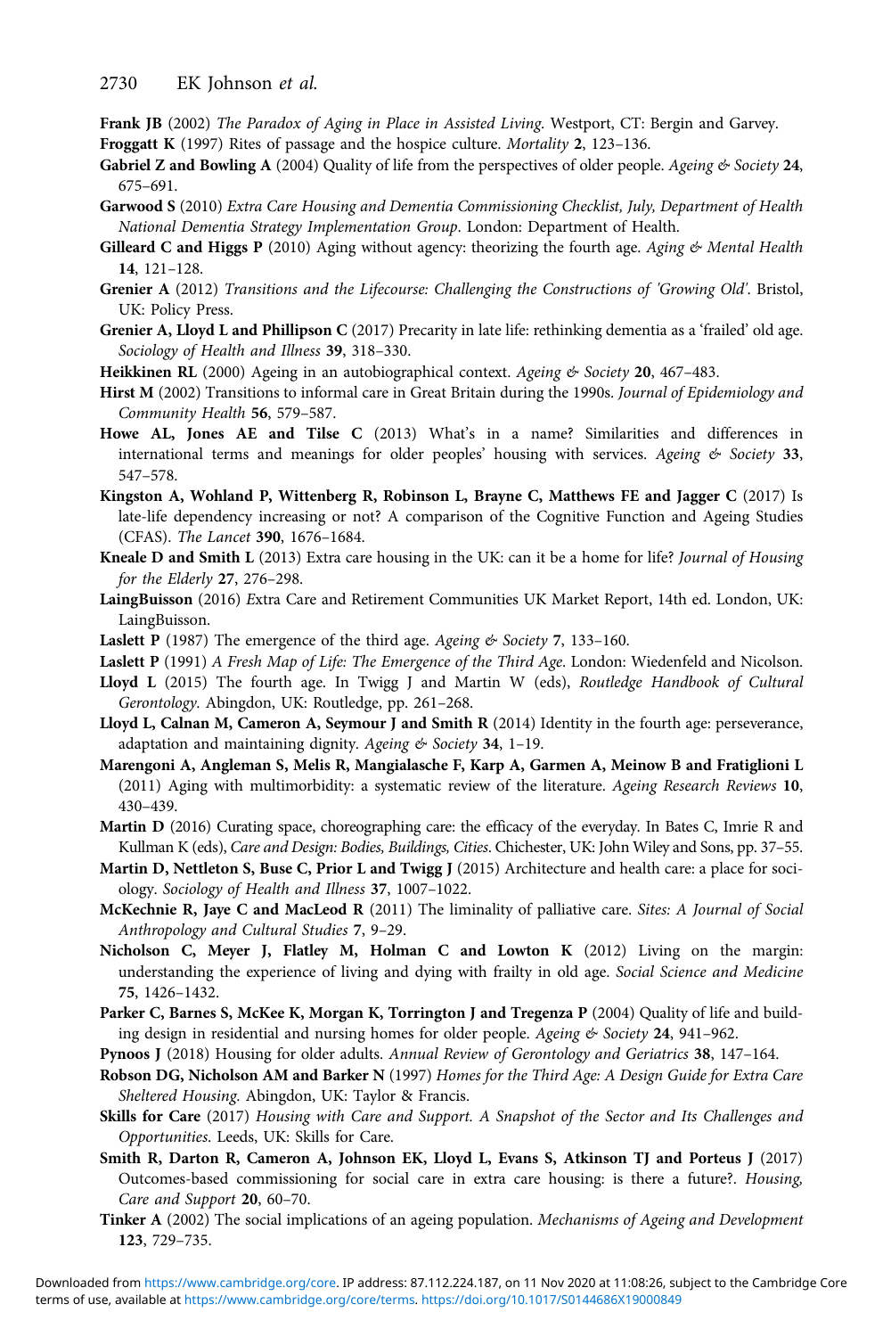**Frank JB** (2002) *The Paradox of Aging in Place in Assisted Living*. Westport, CT: Bergin and Garvey.

**Froggatt K** (1997) Rites of passage and the hospice culture. *Mortality* **2**, 123–136.

**Gabriel Z and Bowling A** (2004) Quality of life from the perspectives of older people. *Ageing & Society* **24**, 675–691.

**Garwood S** (2010) *Extra Care Housing and Dementia Commissioning Checklist, July, Department of Health National Dementia Strategy Implementation Group*. London: Department of Health.

**Gilleard C and Higgs P** (2010) Aging without agency: theorizing the fourth age. *Aging & Mental Health* **14**, 121–128.

**Grenier A** (2012) *Transitions and the Lifecourse: Challenging the Constructions of 'Growing Old'*. Bristol, UK: Policy Press.

**Grenier A, Lloyd L and Phillipson C** (2017) Precarity in late life: rethinking dementia as a 'frailed' old age. *Sociology of Health and Illness* **39**, 318–330.

**Heikkinen RL** (2000) Ageing in an autobiographical context. *Ageing & Society* **20**, 467–483.

**Hirst M** (2002) Transitions to informal care in Great Britain during the 1990s. *Journal of Epidemiology and Community Health* **56**, 579–587.

**Howe AL, Jones AE and Tilse C** (2013) What's in a name? Similarities and differences in international terms and meanings for older peoples' housing with services. *Ageing & Society* **33**, 547–578.

**Kingston A, Wohland P, Wittenberg R, Robinson L, Brayne C, Matthews FE and Jagger C** (2017) Is late-life dependency increasing or not? A comparison of the Cognitive Function and Ageing Studies (CFAS). *The Lancet* **390**, 1676–1684.

**Kneale D and Smith L** (2013) Extra care housing in the UK: can it be a home for life? *Journal of Housing for the Elderly* **27**, 276–298.

**LaingBuisson** (2016) *Extra Care and Retirement Communities UK Market Report*, 14th ed. London, UK: LaingBuisson.

**Laslett P** (1987) The emergence of the third age. *Ageing & Society* **7**, 133–160.

**Laslett P** (1991) *A Fresh Map of Life: The Emergence of the Third Age*. London: Wiedenfeld and Nicolson.

**Lloyd L** (2015) The fourth age. In Twigg J and Martin W (eds), *Routledge Handbook of Cultural Gerontology*. Abingdon, UK: Routledge, pp. 261–268.

**Lloyd L, Calnan M, Cameron A, Seymour J and Smith R** (2014) Identity in the fourth age: perseverance, adaptation and maintaining dignity. *Ageing & Society* **34**, 1–19.

**Marengoni A, Angleman S, Melis R, Mangialasche F, Karp A, Garmen A, Meinow B and Fratiglioni L** (2011) Aging with multimorbidity: a systematic review of the literature. *Ageing Research Reviews* **10**, 430–439.

**Martin D** (2016) Curating space, choreographing care: the efficacy of the everyday. In Bates C, Imrie R and Kullman K (eds), *Care and Design: Bodies, Buildings, Cities*. Chichester, UK: John Wiley and Sons, pp. 37–55.

**Martin D, Nettleton S, Buse C, Prior L and Twigg J** (2015) Architecture and health care: a place for sociology. *Sociology of Health and Illness* **37**, 1007–1022.

**McKechnie R, Jaye C and MacLeod R** (2011) The liminality of palliative care. *Sites: A Journal of Social Anthropology and Cultural Studies* **7**, 9–29.

**Nicholson C, Meyer J, Flatley M, Holman C and Lowton K** (2012) Living on the margin: understanding the experience of living and dying with frailty in old age. *Social Science and Medicine* **75**, 1426–1432.

**Parker C, Barnes S, McKee K, Morgan K, Torrington J and Tregenza P** (2004) Quality of life and building design in residential and nursing homes for older people. *Ageing & Society* **24**, 941–962.

**Pynoos J** (2018) Housing for older adults. *Annual Review of Gerontology and Geriatrics* **38**, 147–164.

**Robson DG, Nicholson AM and Barker N** (1997) *Homes for the Third Age: A Design Guide for Extra Care Sheltered Housing*. Abingdon, UK: Taylor & Francis.

**Skills for Care** (2017) *Housing with Care and Support. A Snapshot of the Sector and Its Challenges and Opportunities*. Leeds, UK: Skills for Care.

**Smith R, Darton R, Cameron A, Johnson EK, Lloyd L, Evans S, Atkinson TJ and Porteus J** (2017) Outcomes-based commissioning for social care in extra care housing: is there a future?. *Housing, Care and Support* **20**, 60–70.

**Tinker A** (2002) The social implications of an ageing population. *Mechanisms of Ageing and Development* **123**, 729–735.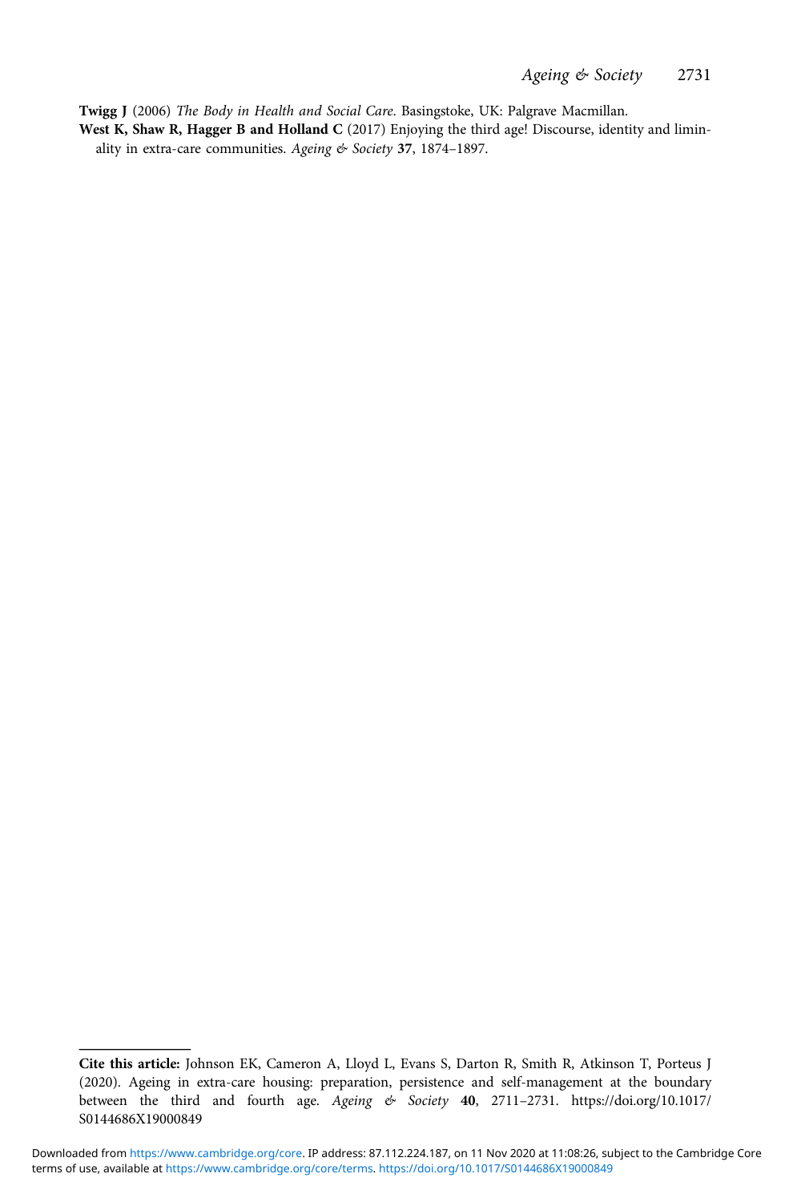**Twigg J** (2006) *The Body in Health and Social Care*. Basingstoke, UK: Palgrave Macmillan.

**West K, Shaw R, Hagger B and Holland C** (2017) Enjoying the third age! Discourse, identity and liminality in extra-care communities. *Ageing & Society* **37**, 1874–1897.

---

**Cite this article:** Johnson EK, Cameron A, Lloyd L, Evans S, Darton R, Smith R, Atkinson T, Porteus J (2020). Ageing in extra-care housing: preparation, persistence and self-management at the boundary between the third and fourth age. *Ageing & Society* **40**, 2711–2731. https://doi.org/10.1017/S0144686X19000849

Downloaded from https://www.cambridge.org/core. IP address: 87.112.224.187, on 11 Nov 2020 at 11:08:26, subject to the Cambridge Core terms of use, available at https://www.cambridge.org/core/terms. https://doi.org/10.1017/S0144686X19000849